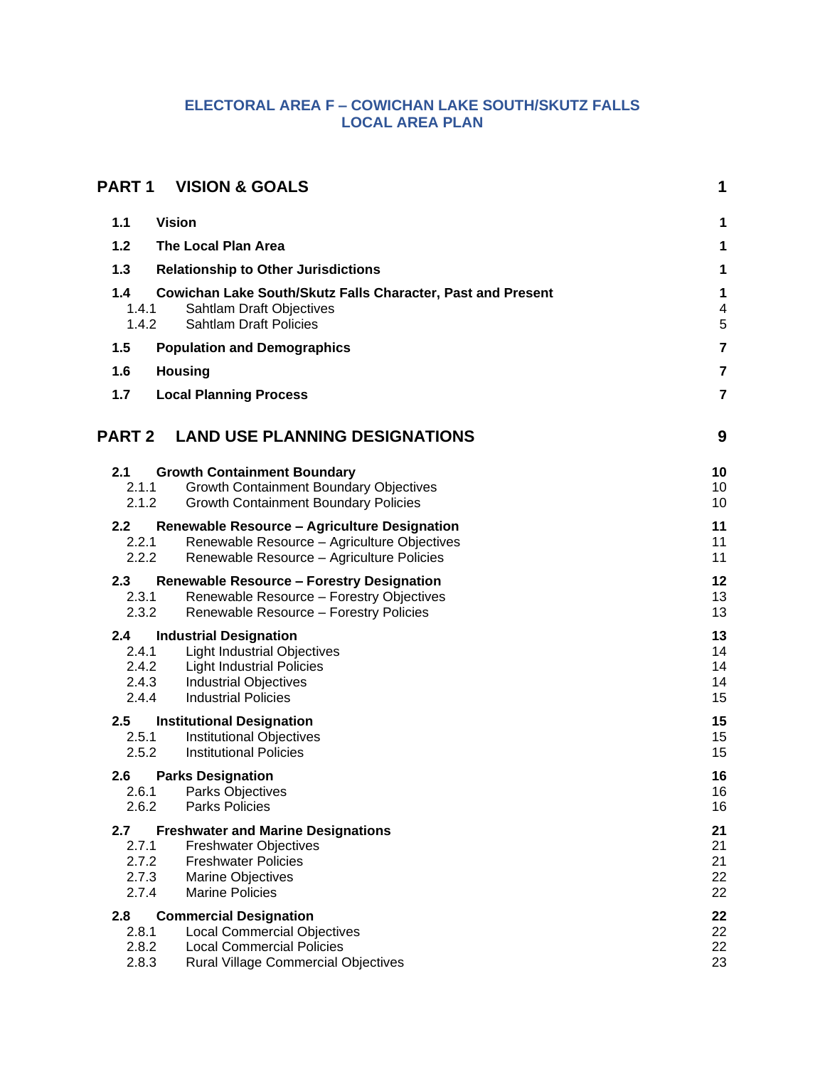# ELECTORAL AREA F – COWICHAN LAKE SOUTH/SKUTZ FALLS LOCAL AREA PLAN

| | | |
|---|---|---|
| **PART 1** | **VISION & GOALS** | **1** |
| **1.1** | **Vision** | **1** |
| **1.2** | **The Local Plan Area** | **1** |
| **1.3** | **Relationship to Other Jurisdictions** | **1** |
| **1.4** | **Cowichan Lake South/Skutz Falls Character, Past and Present** | **1** |
| 1.4.1 | Sahtlam Draft Objectives | 4 |
| 1.4.2 | Sahtlam Draft Policies | 5 |
| **1.5** | **Population and Demographics** | **7** |
| **1.6** | **Housing** | **7** |
| **1.7** | **Local Planning Process** | **7** |
| **PART 2** | **LAND USE PLANNING DESIGNATIONS** | **9** |
| **2.1** | **Growth Containment Boundary** | **10** |
| 2.1.1 | Growth Containment Boundary Objectives | 10 |
| 2.1.2 | Growth Containment Boundary Policies | 10 |
| **2.2** | **Renewable Resource – Agriculture Designation** | **11** |
| 2.2.1 | Renewable Resource – Agriculture Objectives | 11 |
| 2.2.2 | Renewable Resource – Agriculture Policies | 11 |
| **2.3** | **Renewable Resource – Forestry Designation** | **12** |
| 2.3.1 | Renewable Resource – Forestry Objectives | 13 |
| 2.3.2 | Renewable Resource – Forestry Policies | 13 |
| **2.4** | **Industrial Designation** | **13** |
| 2.4.1 | Light Industrial Objectives | 14 |
| 2.4.2 | Light Industrial Policies | 14 |
| 2.4.3 | Industrial Objectives | 14 |
| 2.4.4 | Industrial Policies | 15 |
| **2.5** | **Institutional Designation** | **15** |
| 2.5.1 | Institutional Objectives | 15 |
| 2.5.2 | Institutional Policies | 15 |
| **2.6** | **Parks Designation** | **16** |
| 2.6.1 | Parks Objectives | 16 |
| 2.6.2 | Parks Policies | 16 |
| **2.7** | **Freshwater and Marine Designations** | **21** |
| 2.7.1 | Freshwater Objectives | 21 |
| 2.7.2 | Freshwater Policies | 21 |
| 2.7.3 | Marine Objectives | 22 |
| 2.7.4 | Marine Policies | 22 |
| **2.8** | **Commercial Designation** | **22** |
| 2.8.1 | Local Commercial Objectives | 22 |
| 2.8.2 | Local Commercial Policies | 22 |
| 2.8.3 | Rural Village Commercial Objectives | 23 |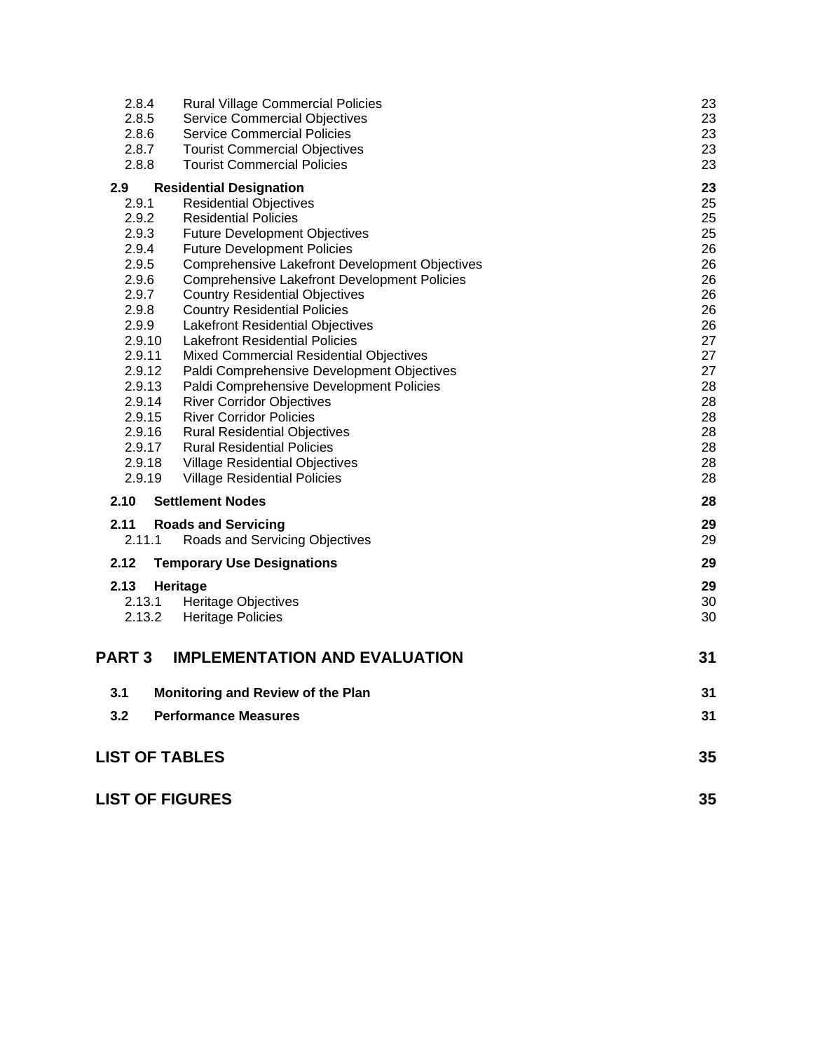| | | |
|---|---|---|
| 2.8.4 | Rural Village Commercial Policies | 23 |
| 2.8.5 | Service Commercial Objectives | 23 |
| 2.8.6 | Service Commercial Policies | 23 |
| 2.8.7 | Tourist Commercial Objectives | 23 |
| 2.8.8 | Tourist Commercial Policies | 23 |
| **2.9** | **Residential Designation** | **23** |
| 2.9.1 | Residential Objectives | 25 |
| 2.9.2 | Residential Policies | 25 |
| 2.9.3 | Future Development Objectives | 25 |
| 2.9.4 | Future Development Policies | 26 |
| 2.9.5 | Comprehensive Lakefront Development Objectives | 26 |
| 2.9.6 | Comprehensive Lakefront Development Policies | 26 |
| 2.9.7 | Country Residential Objectives | 26 |
| 2.9.8 | Country Residential Policies | 26 |
| 2.9.9 | Lakefront Residential Objectives | 26 |
| 2.9.10 | Lakefront Residential Policies | 27 |
| 2.9.11 | Mixed Commercial Residential Objectives | 27 |
| 2.9.12 | Paldi Comprehensive Development Objectives | 27 |
| 2.9.13 | Paldi Comprehensive Development Policies | 28 |
| 2.9.14 | River Corridor Objectives | 28 |
| 2.9.15 | River Corridor Policies | 28 |
| 2.9.16 | Rural Residential Objectives | 28 |
| 2.9.17 | Rural Residential Policies | 28 |
| 2.9.18 | Village Residential Objectives | 28 |
| 2.9.19 | Village Residential Policies | 28 |
| **2.10** | **Settlement Nodes** | **28** |
| **2.11** | **Roads and Servicing** | **29** |
| 2.11.1 | Roads and Servicing Objectives | 29 |
| **2.12** | **Temporary Use Designations** | **29** |
| **2.13** | **Heritage** | **29** |
| 2.13.1 | Heritage Objectives | 30 |
| 2.13.2 | Heritage Policies | 30 |

**PART 3 IMPLEMENTATION AND EVALUATION** — **31**

| | | |
|---|---|---|
| **3.1** | **Monitoring and Review of the Plan** | **31** |
| **3.2** | **Performance Measures** | **31** |

**LIST OF TABLES** — **35**

**LIST OF FIGURES** — **35**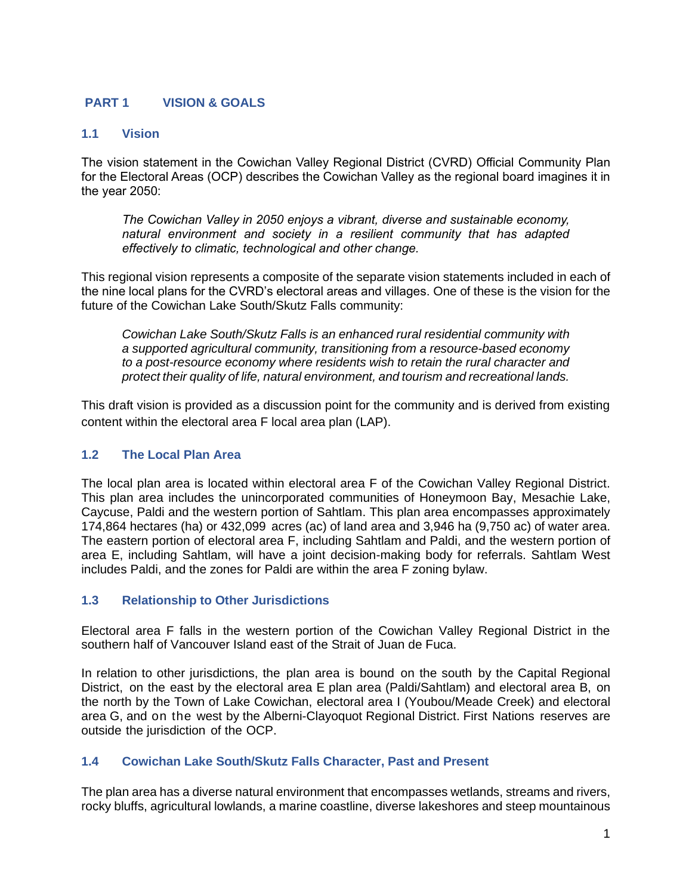# PART 1 VISION & GOALS

## 1.1 Vision

The vision statement in the Cowichan Valley Regional District (CVRD) Official Community Plan for the Electoral Areas (OCP) describes the Cowichan Valley as the regional board imagines it in the year 2050:

> *The Cowichan Valley in 2050 enjoys a vibrant, diverse and sustainable economy, natural environment and society in a resilient community that has adapted effectively to climatic, technological and other change.*

This regional vision represents a composite of the separate vision statements included in each of the nine local plans for the CVRD's electoral areas and villages. One of these is the vision for the future of the Cowichan Lake South/Skutz Falls community:

> *Cowichan Lake South/Skutz Falls is an enhanced rural residential community with a supported agricultural community, transitioning from a resource-based economy to a post-resource economy where residents wish to retain the rural character and protect their quality of life, natural environment, and tourism and recreational lands.*

This draft vision is provided as a discussion point for the community and is derived from existing content within the electoral area F local area plan (LAP).

## 1.2 The Local Plan Area

The local plan area is located within electoral area F of the Cowichan Valley Regional District. This plan area includes the unincorporated communities of Honeymoon Bay, Mesachie Lake, Caycuse, Paldi and the western portion of Sahtlam. This plan area encompasses approximately 174,864 hectares (ha) or 432,099 acres (ac) of land area and 3,946 ha (9,750 ac) of water area. The eastern portion of electoral area F, including Sahtlam and Paldi, and the western portion of area E, including Sahtlam, will have a joint decision-making body for referrals. Sahtlam West includes Paldi, and the zones for Paldi are within the area F zoning bylaw.

## 1.3 Relationship to Other Jurisdictions

Electoral area F falls in the western portion of the Cowichan Valley Regional District in the southern half of Vancouver Island east of the Strait of Juan de Fuca.

In relation to other jurisdictions, the plan area is bound on the south by the Capital Regional District, on the east by the electoral area E plan area (Paldi/Sahtlam) and electoral area B, on the north by the Town of Lake Cowichan, electoral area I (Youbou/Meade Creek) and electoral area G, and on the west by the Alberni-Clayoquot Regional District. First Nations reserves are outside the jurisdiction of the OCP.

## 1.4 Cowichan Lake South/Skutz Falls Character, Past and Present

The plan area has a diverse natural environment that encompasses wetlands, streams and rivers, rocky bluffs, agricultural lowlands, a marine coastline, diverse lakeshores and steep mountainous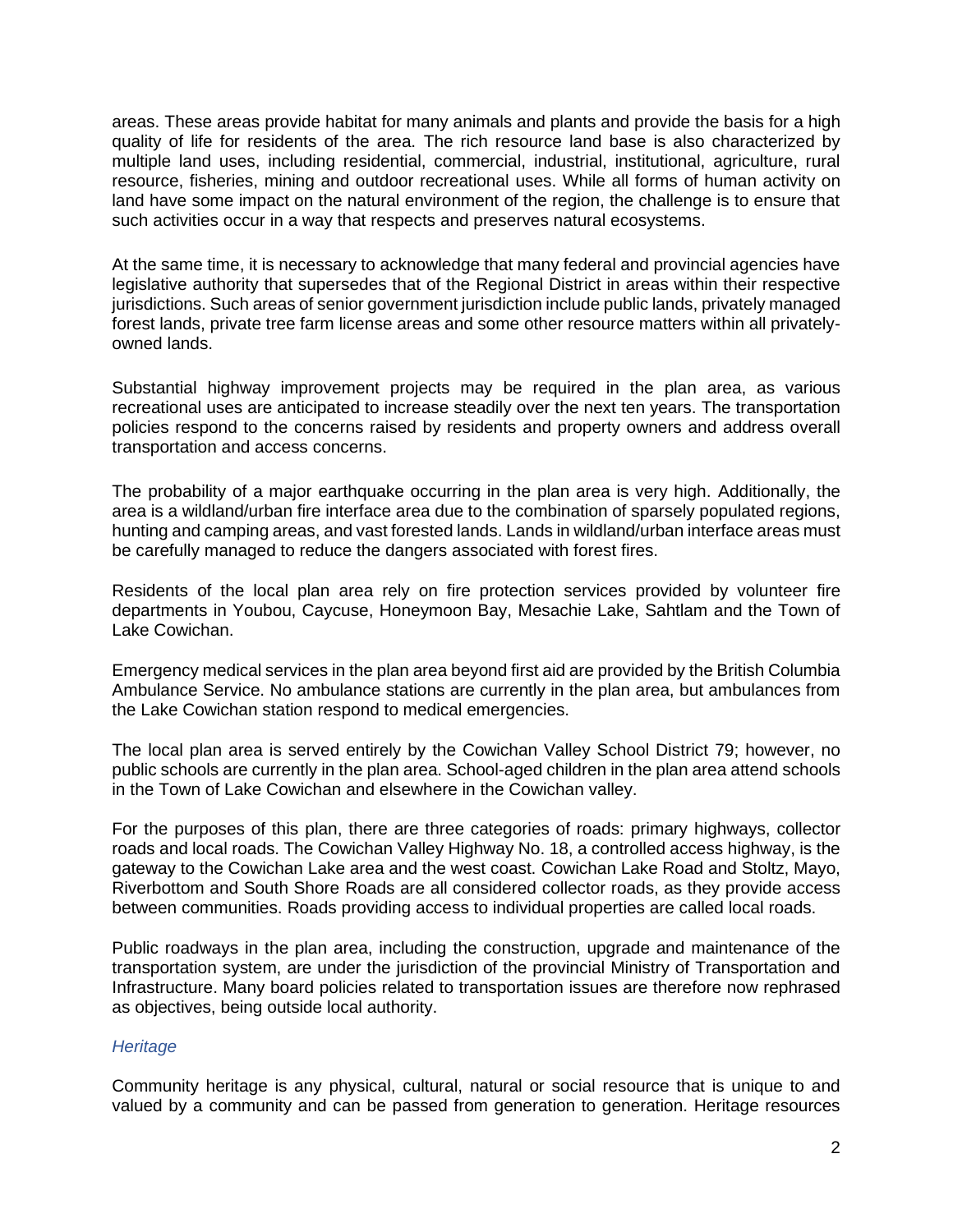areas. These areas provide habitat for many animals and plants and provide the basis for a high quality of life for residents of the area. The rich resource land base is also characterized by multiple land uses, including residential, commercial, industrial, institutional, agriculture, rural resource, fisheries, mining and outdoor recreational uses. While all forms of human activity on land have some impact on the natural environment of the region, the challenge is to ensure that such activities occur in a way that respects and preserves natural ecosystems.

At the same time, it is necessary to acknowledge that many federal and provincial agencies have legislative authority that supersedes that of the Regional District in areas within their respective jurisdictions. Such areas of senior government jurisdiction include public lands, privately managed forest lands, private tree farm license areas and some other resource matters within all privately-owned lands.

Substantial highway improvement projects may be required in the plan area, as various recreational uses are anticipated to increase steadily over the next ten years. The transportation policies respond to the concerns raised by residents and property owners and address overall transportation and access concerns.

The probability of a major earthquake occurring in the plan area is very high. Additionally, the area is a wildland/urban fire interface area due to the combination of sparsely populated regions, hunting and camping areas, and vast forested lands. Lands in wildland/urban interface areas must be carefully managed to reduce the dangers associated with forest fires.

Residents of the local plan area rely on fire protection services provided by volunteer fire departments in Youbou, Caycuse, Honeymoon Bay, Mesachie Lake, Sahtlam and the Town of Lake Cowichan.

Emergency medical services in the plan area beyond first aid are provided by the British Columbia Ambulance Service. No ambulance stations are currently in the plan area, but ambulances from the Lake Cowichan station respond to medical emergencies.

The local plan area is served entirely by the Cowichan Valley School District 79; however, no public schools are currently in the plan area. School-aged children in the plan area attend schools in the Town of Lake Cowichan and elsewhere in the Cowichan valley.

For the purposes of this plan, there are three categories of roads: primary highways, collector roads and local roads. The Cowichan Valley Highway No. 18, a controlled access highway, is the gateway to the Cowichan Lake area and the west coast. Cowichan Lake Road and Stoltz, Mayo, Riverbottom and South Shore Roads are all considered collector roads, as they provide access between communities. Roads providing access to individual properties are called local roads.

Public roadways in the plan area, including the construction, upgrade and maintenance of the transportation system, are under the jurisdiction of the provincial Ministry of Transportation and Infrastructure. Many board policies related to transportation issues are therefore now rephrased as objectives, being outside local authority.

### *Heritage*

Community heritage is any physical, cultural, natural or social resource that is unique to and valued by a community and can be passed from generation to generation. Heritage resources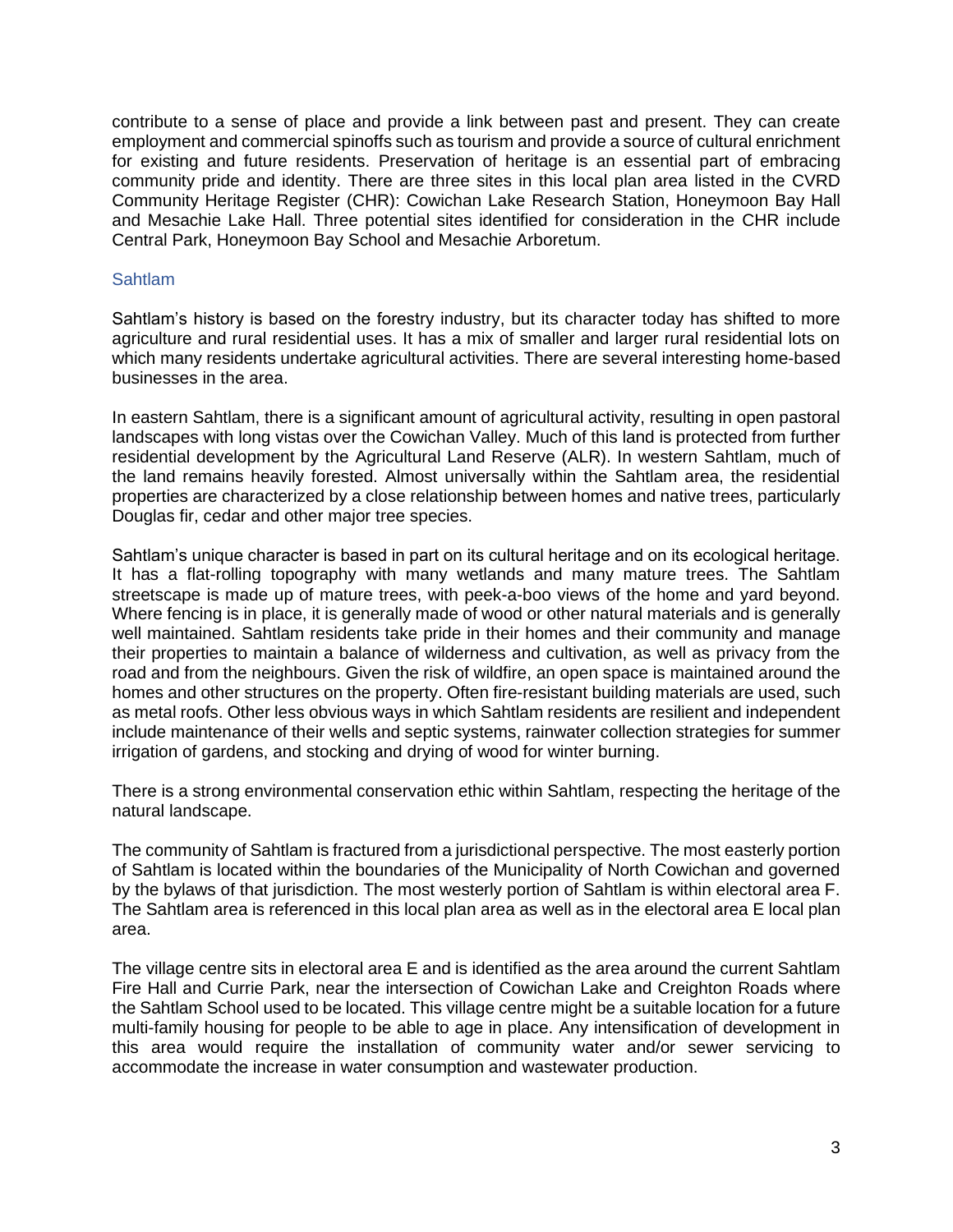contribute to a sense of place and provide a link between past and present. They can create employment and commercial spinoffs such as tourism and provide a source of cultural enrichment for existing and future residents. Preservation of heritage is an essential part of embracing community pride and identity. There are three sites in this local plan area listed in the CVRD Community Heritage Register (CHR): Cowichan Lake Research Station, Honeymoon Bay Hall and Mesachie Lake Hall. Three potential sites identified for consideration in the CHR include Central Park, Honeymoon Bay School and Mesachie Arboretum.

### Sahtlam

Sahtlam's history is based on the forestry industry, but its character today has shifted to more agriculture and rural residential uses. It has a mix of smaller and larger rural residential lots on which many residents undertake agricultural activities. There are several interesting home-based businesses in the area.

In eastern Sahtlam, there is a significant amount of agricultural activity, resulting in open pastoral landscapes with long vistas over the Cowichan Valley. Much of this land is protected from further residential development by the Agricultural Land Reserve (ALR). In western Sahtlam, much of the land remains heavily forested. Almost universally within the Sahtlam area, the residential properties are characterized by a close relationship between homes and native trees, particularly Douglas fir, cedar and other major tree species.

Sahtlam's unique character is based in part on its cultural heritage and on its ecological heritage. It has a flat-rolling topography with many wetlands and many mature trees. The Sahtlam streetscape is made up of mature trees, with peek-a-boo views of the home and yard beyond. Where fencing is in place, it is generally made of wood or other natural materials and is generally well maintained. Sahtlam residents take pride in their homes and their community and manage their properties to maintain a balance of wilderness and cultivation, as well as privacy from the road and from the neighbours. Given the risk of wildfire, an open space is maintained around the homes and other structures on the property. Often fire-resistant building materials are used, such as metal roofs. Other less obvious ways in which Sahtlam residents are resilient and independent include maintenance of their wells and septic systems, rainwater collection strategies for summer irrigation of gardens, and stocking and drying of wood for winter burning.

There is a strong environmental conservation ethic within Sahtlam, respecting the heritage of the natural landscape.

The community of Sahtlam is fractured from a jurisdictional perspective. The most easterly portion of Sahtlam is located within the boundaries of the Municipality of North Cowichan and governed by the bylaws of that jurisdiction. The most westerly portion of Sahtlam is within electoral area F. The Sahtlam area is referenced in this local plan area as well as in the electoral area E local plan area.

The village centre sits in electoral area E and is identified as the area around the current Sahtlam Fire Hall and Currie Park, near the intersection of Cowichan Lake and Creighton Roads where the Sahtlam School used to be located. This village centre might be a suitable location for a future multi-family housing for people to be able to age in place. Any intensification of development in this area would require the installation of community water and/or sewer servicing to accommodate the increase in water consumption and wastewater production.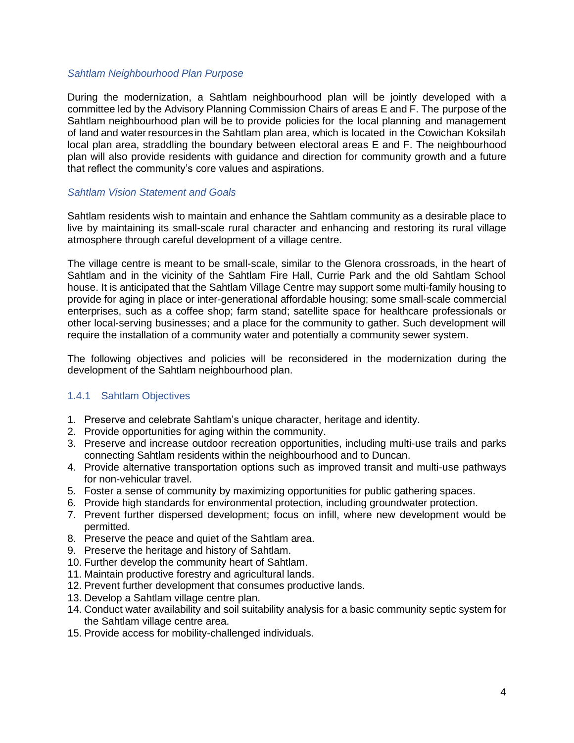*Sahtlam Neighbourhood Plan Purpose*

During the modernization, a Sahtlam neighbourhood plan will be jointly developed with a committee led by the Advisory Planning Commission Chairs of areas E and F. The purpose of the Sahtlam neighbourhood plan will be to provide policies for the local planning and management of land and water resources in the Sahtlam plan area, which is located in the Cowichan Koksilah local plan area, straddling the boundary between electoral areas E and F. The neighbourhood plan will also provide residents with guidance and direction for community growth and a future that reflect the community's core values and aspirations.

*Sahtlam Vision Statement and Goals*

Sahtlam residents wish to maintain and enhance the Sahtlam community as a desirable place to live by maintaining its small-scale rural character and enhancing and restoring its rural village atmosphere through careful development of a village centre.

The village centre is meant to be small-scale, similar to the Glenora crossroads, in the heart of Sahtlam and in the vicinity of the Sahtlam Fire Hall, Currie Park and the old Sahtlam School house. It is anticipated that the Sahtlam Village Centre may support some multi-family housing to provide for aging in place or inter-generational affordable housing; some small-scale commercial enterprises, such as a coffee shop; farm stand; satellite space for healthcare professionals or other local-serving businesses; and a place for the community to gather. Such development will require the installation of a community water and potentially a community sewer system.

The following objectives and policies will be reconsidered in the modernization during the development of the Sahtlam neighbourhood plan.

### 1.4.1 Sahtlam Objectives

1. Preserve and celebrate Sahtlam's unique character, heritage and identity.
2. Provide opportunities for aging within the community.
3. Preserve and increase outdoor recreation opportunities, including multi-use trails and parks connecting Sahtlam residents within the neighbourhood and to Duncan.
4. Provide alternative transportation options such as improved transit and multi-use pathways for non-vehicular travel.
5. Foster a sense of community by maximizing opportunities for public gathering spaces.
6. Provide high standards for environmental protection, including groundwater protection.
7. Prevent further dispersed development; focus on infill, where new development would be permitted.
8. Preserve the peace and quiet of the Sahtlam area.
9. Preserve the heritage and history of Sahtlam.
10. Further develop the community heart of Sahtlam.
11. Maintain productive forestry and agricultural lands.
12. Prevent further development that consumes productive lands.
13. Develop a Sahtlam village centre plan.
14. Conduct water availability and soil suitability analysis for a basic community septic system for the Sahtlam village centre area.
15. Provide access for mobility-challenged individuals.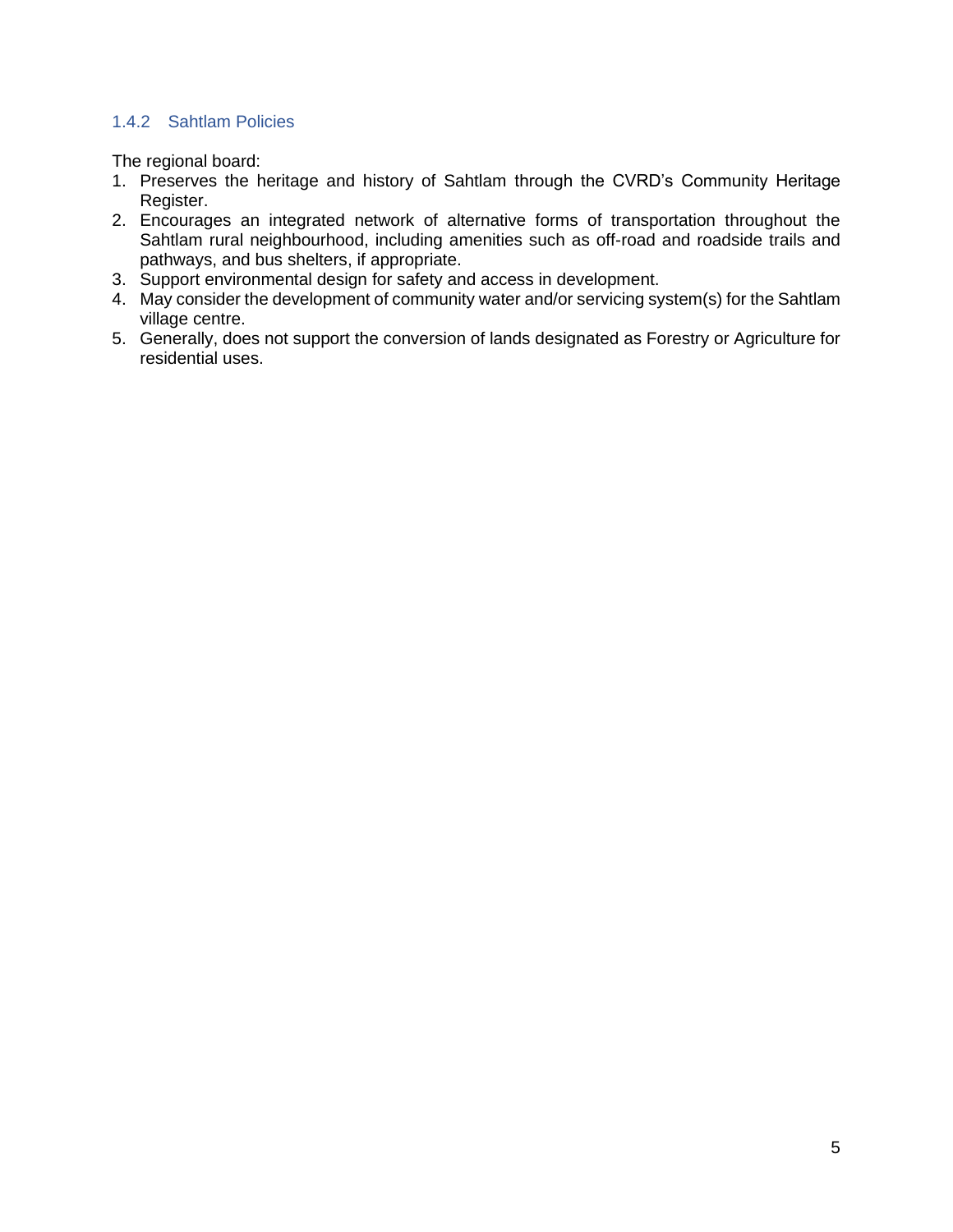### 1.4.2 Sahtlam Policies

The regional board:

1. Preserves the heritage and history of Sahtlam through the CVRD's Community Heritage Register.
2. Encourages an integrated network of alternative forms of transportation throughout the Sahtlam rural neighbourhood, including amenities such as off-road and roadside trails and pathways, and bus shelters, if appropriate.
3. Support environmental design for safety and access in development.
4. May consider the development of community water and/or servicing system(s) for the Sahtlam village centre.
5. Generally, does not support the conversion of lands designated as Forestry or Agriculture for residential uses.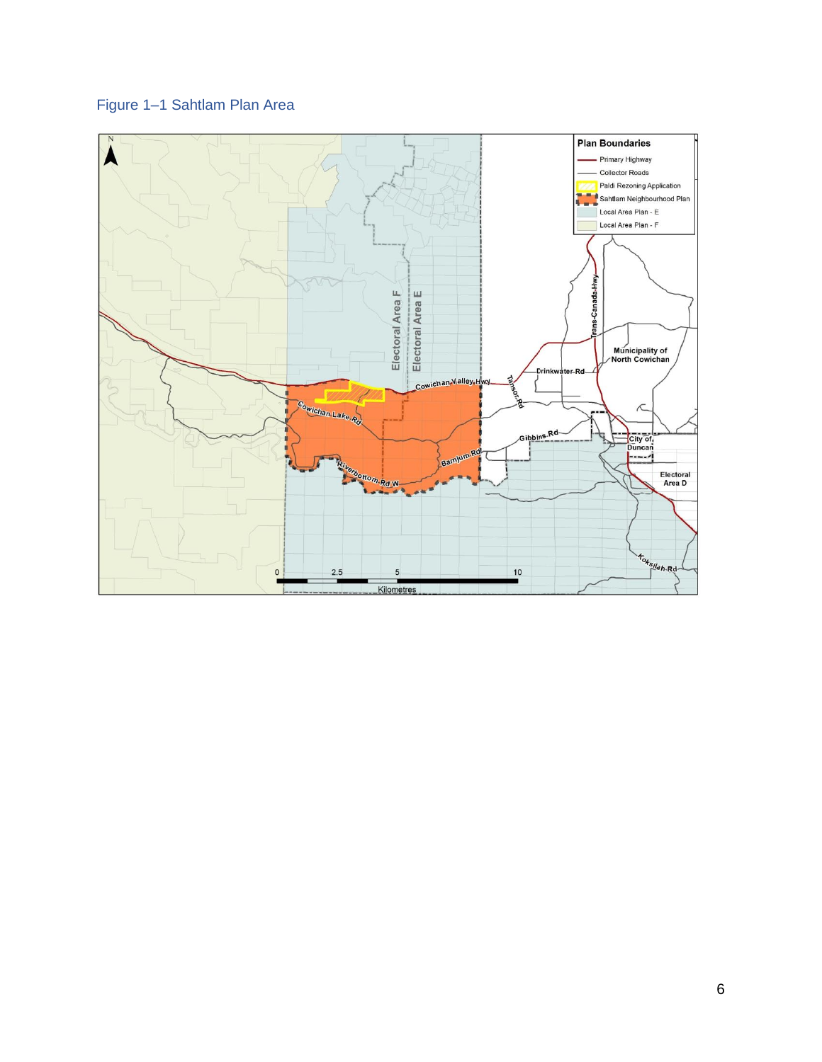Figure 1–1 Sahtlam Plan Area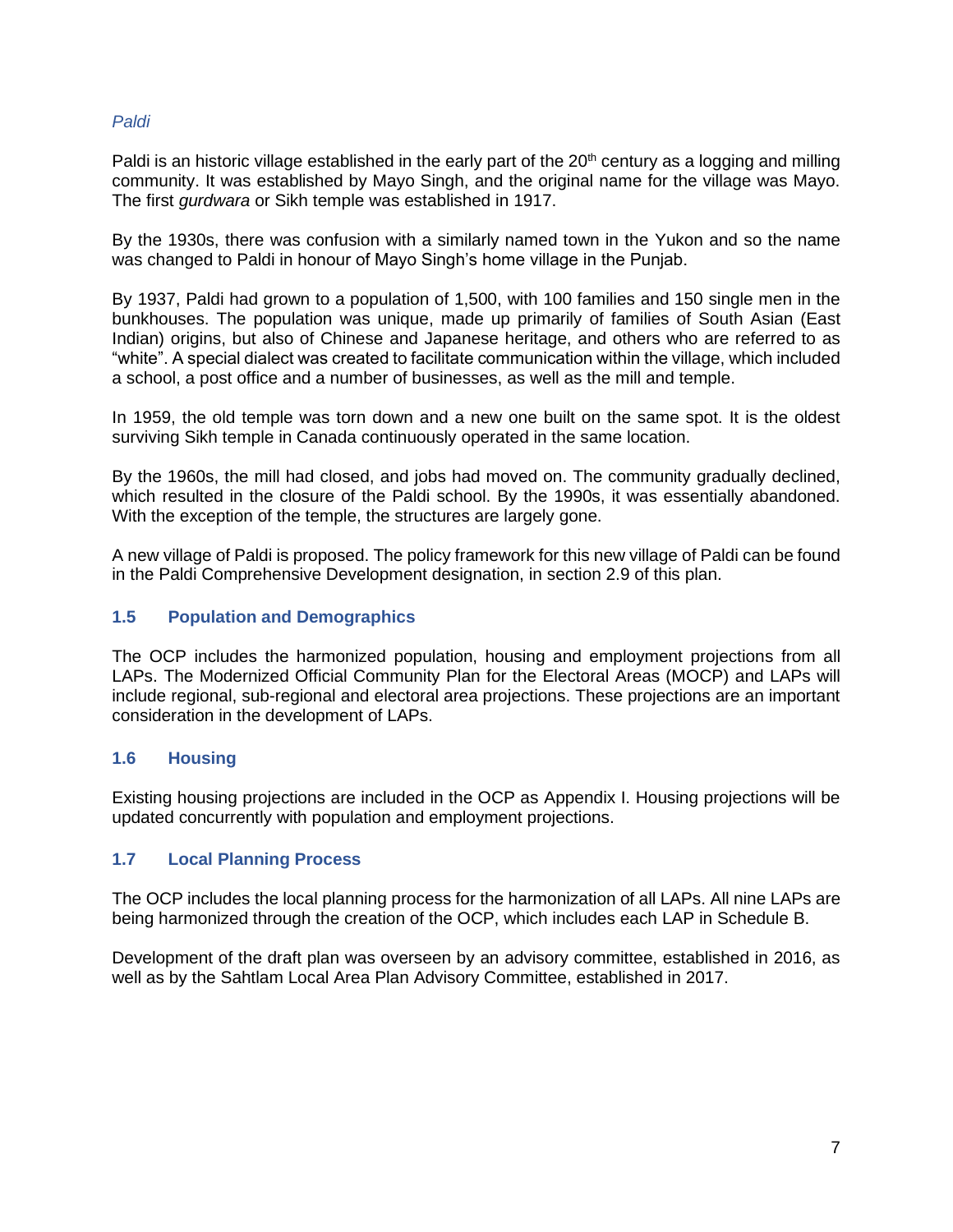*Paldi*

Paldi is an historic village established in the early part of the 20th century as a logging and milling community. It was established by Mayo Singh, and the original name for the village was Mayo. The first *gurdwara* or Sikh temple was established in 1917.

By the 1930s, there was confusion with a similarly named town in the Yukon and so the name was changed to Paldi in honour of Mayo Singh's home village in the Punjab.

By 1937, Paldi had grown to a population of 1,500, with 100 families and 150 single men in the bunkhouses. The population was unique, made up primarily of families of South Asian (East Indian) origins, but also of Chinese and Japanese heritage, and others who are referred to as "white". A special dialect was created to facilitate communication within the village, which included a school, a post office and a number of businesses, as well as the mill and temple.

In 1959, the old temple was torn down and a new one built on the same spot. It is the oldest surviving Sikh temple in Canada continuously operated in the same location.

By the 1960s, the mill had closed, and jobs had moved on. The community gradually declined, which resulted in the closure of the Paldi school. By the 1990s, it was essentially abandoned. With the exception of the temple, the structures are largely gone.

A new village of Paldi is proposed. The policy framework for this new village of Paldi can be found in the Paldi Comprehensive Development designation, in section 2.9 of this plan.

## 1.5 Population and Demographics

The OCP includes the harmonized population, housing and employment projections from all LAPs. The Modernized Official Community Plan for the Electoral Areas (MOCP) and LAPs will include regional, sub-regional and electoral area projections. These projections are an important consideration in the development of LAPs.

## 1.6 Housing

Existing housing projections are included in the OCP as Appendix I. Housing projections will be updated concurrently with population and employment projections.

## 1.7 Local Planning Process

The OCP includes the local planning process for the harmonization of all LAPs. All nine LAPs are being harmonized through the creation of the OCP, which includes each LAP in Schedule B.

Development of the draft plan was overseen by an advisory committee, established in 2016, as well as by the Sahtlam Local Area Plan Advisory Committee, established in 2017.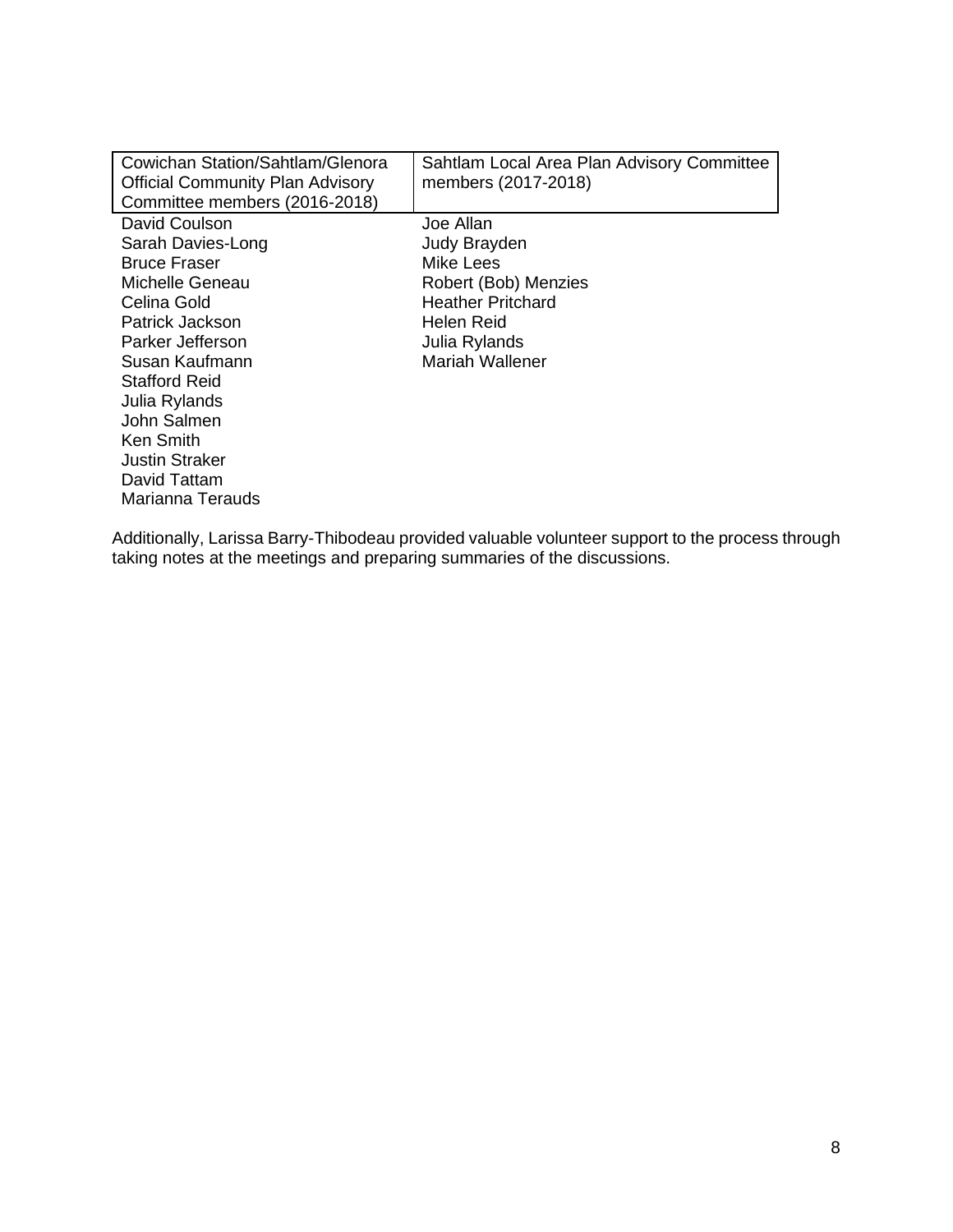| Cowichan Station/Sahtlam/Glenora Official Community Plan Advisory Committee members (2016-2018) | Sahtlam Local Area Plan Advisory Committee members (2017-2018) |
|---|---|
| David Coulson | Joe Allan |
| Sarah Davies-Long | Judy Brayden |
| Bruce Fraser | Mike Lees |
| Michelle Geneau | Robert (Bob) Menzies |
| Celina Gold | Heather Pritchard |
| Patrick Jackson | Helen Reid |
| Parker Jefferson | Julia Rylands |
| Susan Kaufmann | Mariah Wallener |
| Stafford Reid | |
| Julia Rylands | |
| John Salmen | |
| Ken Smith | |
| Justin Straker | |
| David Tattam | |
| Marianna Terauds | |

Additionally, Larissa Barry-Thibodeau provided valuable volunteer support to the process through taking notes at the meetings and preparing summaries of the discussions.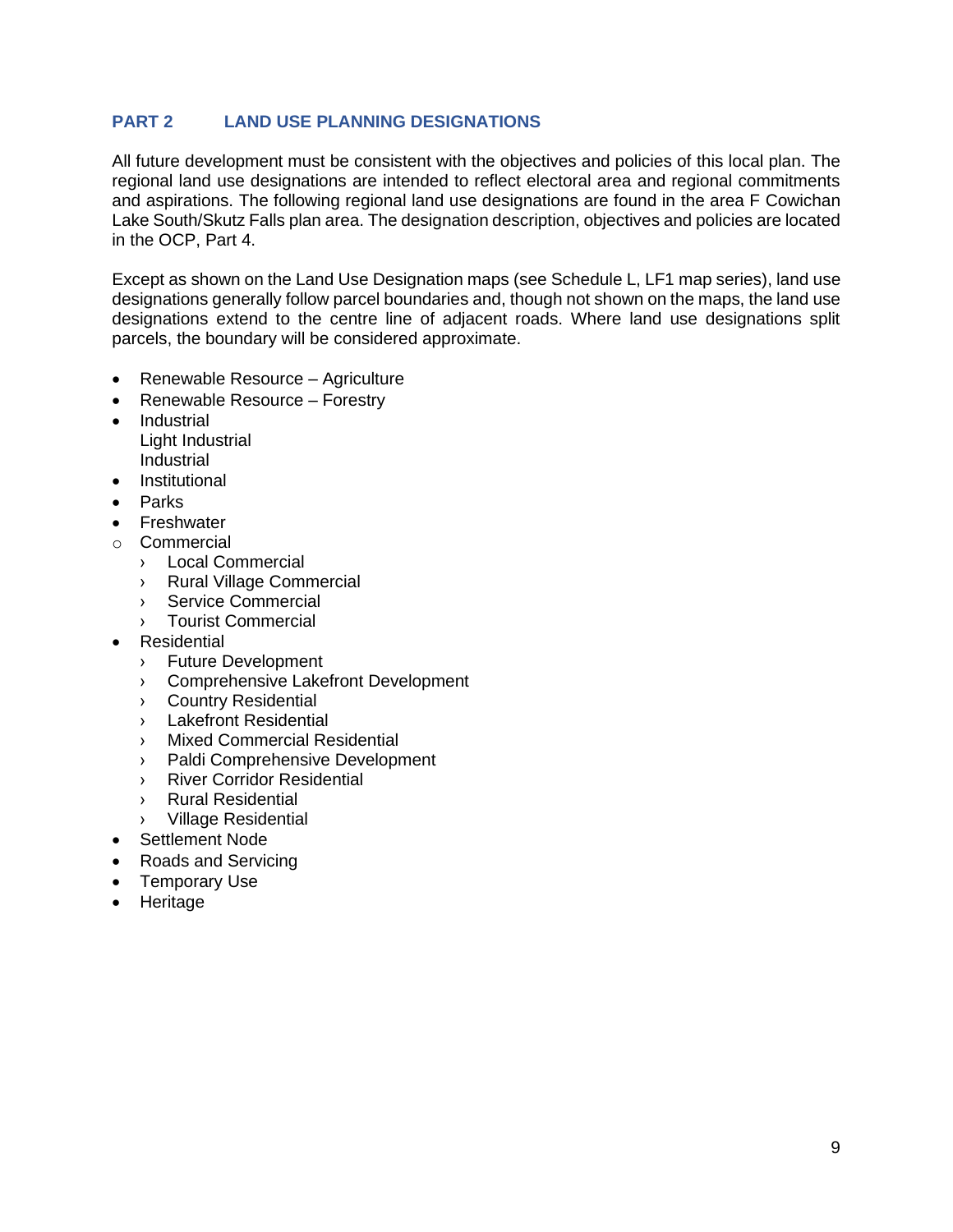## PART 2 LAND USE PLANNING DESIGNATIONS

All future development must be consistent with the objectives and policies of this local plan. The regional land use designations are intended to reflect electoral area and regional commitments and aspirations. The following regional land use designations are found in the area F Cowichan Lake South/Skutz Falls plan area. The designation description, objectives and policies are located in the OCP, Part 4.

Except as shown on the Land Use Designation maps (see Schedule L, LF1 map series), land use designations generally follow parcel boundaries and, though not shown on the maps, the land use designations extend to the centre line of adjacent roads. Where land use designations split parcels, the boundary will be considered approximate.

- Renewable Resource – Agriculture
- Renewable Resource – Forestry
- Industrial
  Light Industrial
  Industrial
- Institutional
- Parks
- Freshwater
- Commercial
  - Local Commercial
  - Rural Village Commercial
  - Service Commercial
  - Tourist Commercial
- Residential
  - Future Development
  - Comprehensive Lakefront Development
  - Country Residential
  - Lakefront Residential
  - Mixed Commercial Residential
  - Paldi Comprehensive Development
  - River Corridor Residential
  - Rural Residential
  - Village Residential
- Settlement Node
- Roads and Servicing
- Temporary Use
- Heritage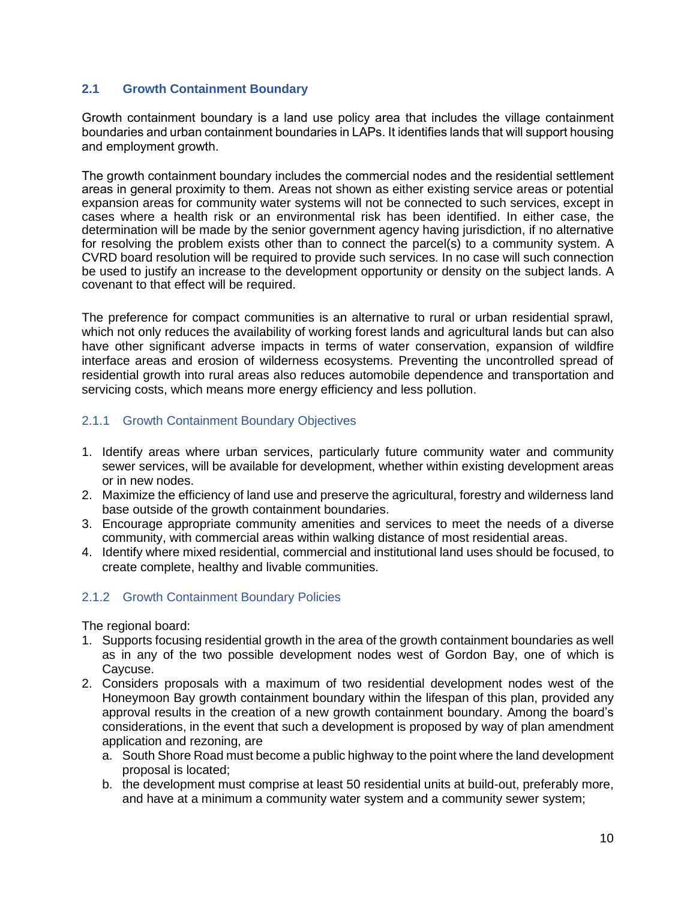## 2.1 Growth Containment Boundary

Growth containment boundary is a land use policy area that includes the village containment boundaries and urban containment boundaries in LAPs. It identifies lands that will support housing and employment growth.

The growth containment boundary includes the commercial nodes and the residential settlement areas in general proximity to them. Areas not shown as either existing service areas or potential expansion areas for community water systems will not be connected to such services, except in cases where a health risk or an environmental risk has been identified. In either case, the determination will be made by the senior government agency having jurisdiction, if no alternative for resolving the problem exists other than to connect the parcel(s) to a community system. A CVRD board resolution will be required to provide such services. In no case will such connection be used to justify an increase to the development opportunity or density on the subject lands. A covenant to that effect will be required.

The preference for compact communities is an alternative to rural or urban residential sprawl, which not only reduces the availability of working forest lands and agricultural lands but can also have other significant adverse impacts in terms of water conservation, expansion of wildfire interface areas and erosion of wilderness ecosystems. Preventing the uncontrolled spread of residential growth into rural areas also reduces automobile dependence and transportation and servicing costs, which means more energy efficiency and less pollution.

### 2.1.1 Growth Containment Boundary Objectives

1. Identify areas where urban services, particularly future community water and community sewer services, will be available for development, whether within existing development areas or in new nodes.
2. Maximize the efficiency of land use and preserve the agricultural, forestry and wilderness land base outside of the growth containment boundaries.
3. Encourage appropriate community amenities and services to meet the needs of a diverse community, with commercial areas within walking distance of most residential areas.
4. Identify where mixed residential, commercial and institutional land uses should be focused, to create complete, healthy and livable communities.

### 2.1.2 Growth Containment Boundary Policies

The regional board:

1. Supports focusing residential growth in the area of the growth containment boundaries as well as in any of the two possible development nodes west of Gordon Bay, one of which is Caycuse.
2. Considers proposals with a maximum of two residential development nodes west of the Honeymoon Bay growth containment boundary within the lifespan of this plan, provided any approval results in the creation of a new growth containment boundary. Among the board's considerations, in the event that such a development is proposed by way of plan amendment application and rezoning, are
   a. South Shore Road must become a public highway to the point where the land development proposal is located;
   b. the development must comprise at least 50 residential units at build-out, preferably more, and have at a minimum a community water system and a community sewer system;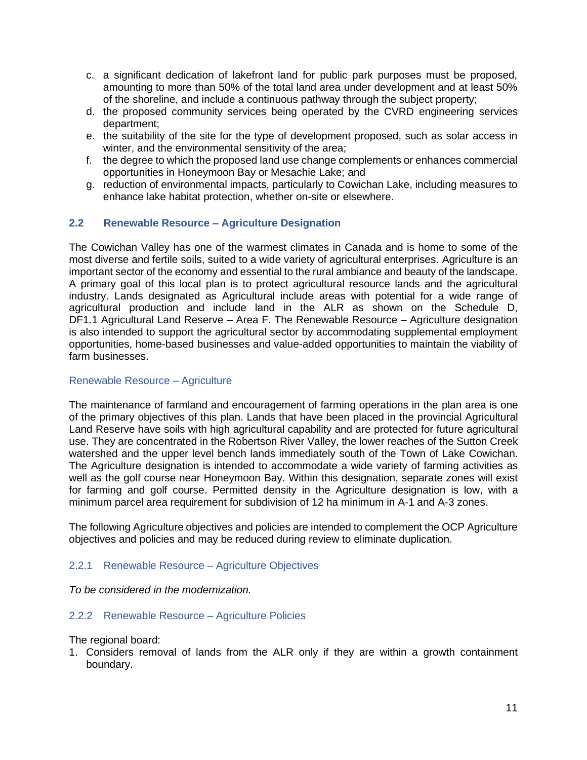c. a significant dedication of lakefront land for public park purposes must be proposed, amounting to more than 50% of the total land area under development and at least 50% of the shoreline, and include a continuous pathway through the subject property;
d. the proposed community services being operated by the CVRD engineering services department;
e. the suitability of the site for the type of development proposed, such as solar access in winter, and the environmental sensitivity of the area;
f. the degree to which the proposed land use change complements or enhances commercial opportunities in Honeymoon Bay or Mesachie Lake; and
g. reduction of environmental impacts, particularly to Cowichan Lake, including measures to enhance lake habitat protection, whether on-site or elsewhere.

## 2.2 Renewable Resource – Agriculture Designation

The Cowichan Valley has one of the warmest climates in Canada and is home to some of the most diverse and fertile soils, suited to a wide variety of agricultural enterprises. Agriculture is an important sector of the economy and essential to the rural ambiance and beauty of the landscape. A primary goal of this local plan is to protect agricultural resource lands and the agricultural industry. Lands designated as Agricultural include areas with potential for a wide range of agricultural production and include land in the ALR as shown on the Schedule D, DF1.1 Agricultural Land Reserve – Area F. The Renewable Resource – Agriculture designation is also intended to support the agricultural sector by accommodating supplemental employment opportunities, home-based businesses and value-added opportunities to maintain the viability of farm businesses.

### Renewable Resource – Agriculture

The maintenance of farmland and encouragement of farming operations in the plan area is one of the primary objectives of this plan. Lands that have been placed in the provincial Agricultural Land Reserve have soils with high agricultural capability and are protected for future agricultural use. They are concentrated in the Robertson River Valley, the lower reaches of the Sutton Creek watershed and the upper level bench lands immediately south of the Town of Lake Cowichan. The Agriculture designation is intended to accommodate a wide variety of farming activities as well as the golf course near Honeymoon Bay. Within this designation, separate zones will exist for farming and golf course. Permitted density in the Agriculture designation is low, with a minimum parcel area requirement for subdivision of 12 ha minimum in A-1 and A-3 zones.

The following Agriculture objectives and policies are intended to complement the OCP Agriculture objectives and policies and may be reduced during review to eliminate duplication.

### 2.2.1 Renewable Resource – Agriculture Objectives

*To be considered in the modernization.*

### 2.2.2 Renewable Resource – Agriculture Policies

The regional board:

1. Considers removal of lands from the ALR only if they are within a growth containment boundary.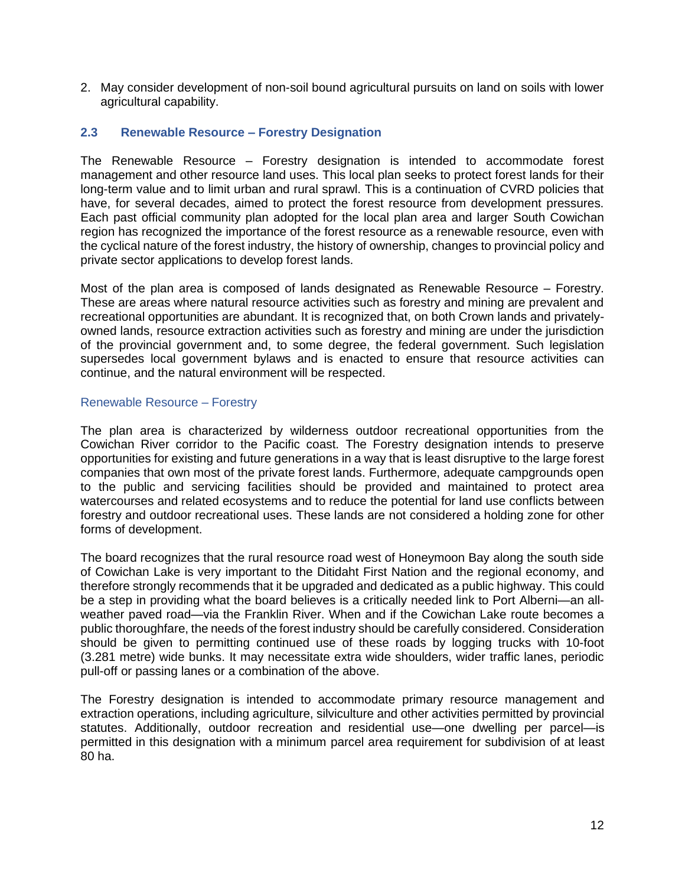2. May consider development of non-soil bound agricultural pursuits on land on soils with lower agricultural capability.

## 2.3 Renewable Resource – Forestry Designation

The Renewable Resource – Forestry designation is intended to accommodate forest management and other resource land uses. This local plan seeks to protect forest lands for their long-term value and to limit urban and rural sprawl. This is a continuation of CVRD policies that have, for several decades, aimed to protect the forest resource from development pressures. Each past official community plan adopted for the local plan area and larger South Cowichan region has recognized the importance of the forest resource as a renewable resource, even with the cyclical nature of the forest industry, the history of ownership, changes to provincial policy and private sector applications to develop forest lands.

Most of the plan area is composed of lands designated as Renewable Resource – Forestry. These are areas where natural resource activities such as forestry and mining are prevalent and recreational opportunities are abundant. It is recognized that, on both Crown lands and privately-owned lands, resource extraction activities such as forestry and mining are under the jurisdiction of the provincial government and, to some degree, the federal government. Such legislation supersedes local government bylaws and is enacted to ensure that resource activities can continue, and the natural environment will be respected.

### Renewable Resource – Forestry

The plan area is characterized by wilderness outdoor recreational opportunities from the Cowichan River corridor to the Pacific coast. The Forestry designation intends to preserve opportunities for existing and future generations in a way that is least disruptive to the large forest companies that own most of the private forest lands. Furthermore, adequate campgrounds open to the public and servicing facilities should be provided and maintained to protect area watercourses and related ecosystems and to reduce the potential for land use conflicts between forestry and outdoor recreational uses. These lands are not considered a holding zone for other forms of development.

The board recognizes that the rural resource road west of Honeymoon Bay along the south side of Cowichan Lake is very important to the Ditidaht First Nation and the regional economy, and therefore strongly recommends that it be upgraded and dedicated as a public highway. This could be a step in providing what the board believes is a critically needed link to Port Alberni—an all-weather paved road—via the Franklin River. When and if the Cowichan Lake route becomes a public thoroughfare, the needs of the forest industry should be carefully considered. Consideration should be given to permitting continued use of these roads by logging trucks with 10-foot (3.281 metre) wide bunks. It may necessitate extra wide shoulders, wider traffic lanes, periodic pull-off or passing lanes or a combination of the above.

The Forestry designation is intended to accommodate primary resource management and extraction operations, including agriculture, silviculture and other activities permitted by provincial statutes. Additionally, outdoor recreation and residential use—one dwelling per parcel—is permitted in this designation with a minimum parcel area requirement for subdivision of at least 80 ha.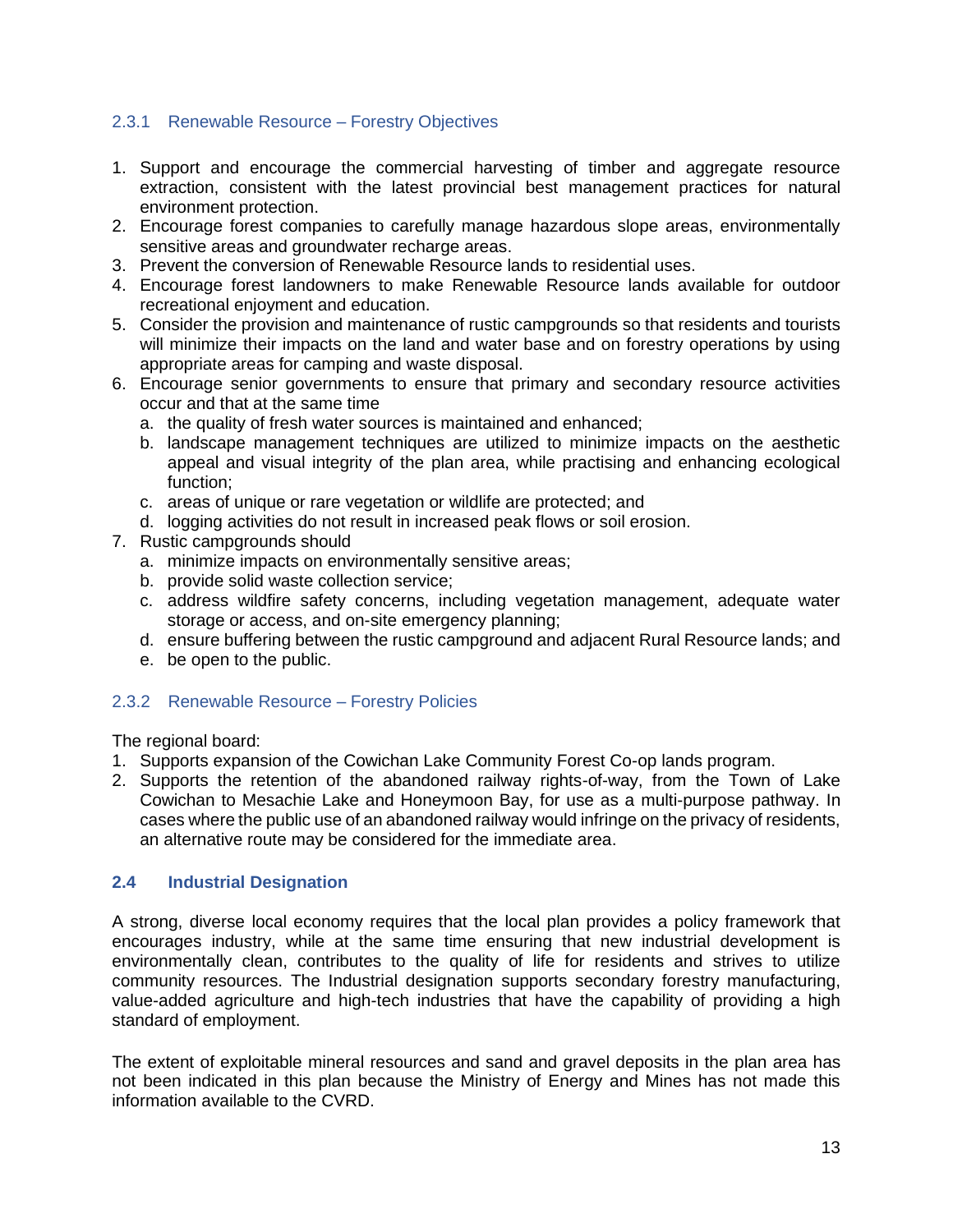### 2.3.1 Renewable Resource – Forestry Objectives

1. Support and encourage the commercial harvesting of timber and aggregate resource extraction, consistent with the latest provincial best management practices for natural environment protection.
2. Encourage forest companies to carefully manage hazardous slope areas, environmentally sensitive areas and groundwater recharge areas.
3. Prevent the conversion of Renewable Resource lands to residential uses.
4. Encourage forest landowners to make Renewable Resource lands available for outdoor recreational enjoyment and education.
5. Consider the provision and maintenance of rustic campgrounds so that residents and tourists will minimize their impacts on the land and water base and on forestry operations by using appropriate areas for camping and waste disposal.
6. Encourage senior governments to ensure that primary and secondary resource activities occur and that at the same time
   a. the quality of fresh water sources is maintained and enhanced;
   b. landscape management techniques are utilized to minimize impacts on the aesthetic appeal and visual integrity of the plan area, while practising and enhancing ecological function;
   c. areas of unique or rare vegetation or wildlife are protected; and
   d. logging activities do not result in increased peak flows or soil erosion.
7. Rustic campgrounds should
   a. minimize impacts on environmentally sensitive areas;
   b. provide solid waste collection service;
   c. address wildfire safety concerns, including vegetation management, adequate water storage or access, and on-site emergency planning;
   d. ensure buffering between the rustic campground and adjacent Rural Resource lands; and
   e. be open to the public.

### 2.3.2 Renewable Resource – Forestry Policies

The regional board:

1. Supports expansion of the Cowichan Lake Community Forest Co-op lands program.
2. Supports the retention of the abandoned railway rights-of-way, from the Town of Lake Cowichan to Mesachie Lake and Honeymoon Bay, for use as a multi-purpose pathway. In cases where the public use of an abandoned railway would infringe on the privacy of residents, an alternative route may be considered for the immediate area.

## 2.4 Industrial Designation

A strong, diverse local economy requires that the local plan provides a policy framework that encourages industry, while at the same time ensuring that new industrial development is environmentally clean, contributes to the quality of life for residents and strives to utilize community resources. The Industrial designation supports secondary forestry manufacturing, value-added agriculture and high-tech industries that have the capability of providing a high standard of employment.

The extent of exploitable mineral resources and sand and gravel deposits in the plan area has not been indicated in this plan because the Ministry of Energy and Mines has not made this information available to the CVRD.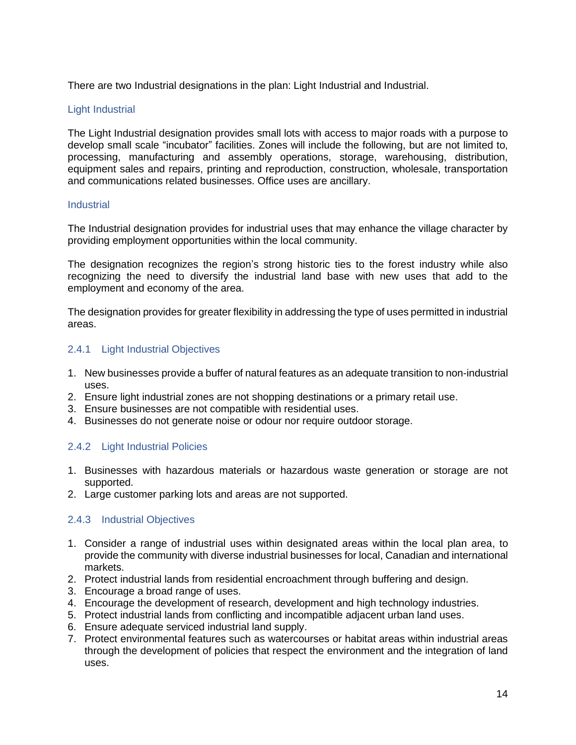There are two Industrial designations in the plan: Light Industrial and Industrial.

### Light Industrial

The Light Industrial designation provides small lots with access to major roads with a purpose to develop small scale "incubator" facilities. Zones will include the following, but are not limited to, processing, manufacturing and assembly operations, storage, warehousing, distribution, equipment sales and repairs, printing and reproduction, construction, wholesale, transportation and communications related businesses. Office uses are ancillary.

### Industrial

The Industrial designation provides for industrial uses that may enhance the village character by providing employment opportunities within the local community.

The designation recognizes the region's strong historic ties to the forest industry while also recognizing the need to diversify the industrial land base with new uses that add to the employment and economy of the area.

The designation provides for greater flexibility in addressing the type of uses permitted in industrial areas.

### 2.4.1 Light Industrial Objectives

1. New businesses provide a buffer of natural features as an adequate transition to non-industrial uses.
2. Ensure light industrial zones are not shopping destinations or a primary retail use.
3. Ensure businesses are not compatible with residential uses.
4. Businesses do not generate noise or odour nor require outdoor storage.

### 2.4.2 Light Industrial Policies

1. Businesses with hazardous materials or hazardous waste generation or storage are not supported.
2. Large customer parking lots and areas are not supported.

### 2.4.3 Industrial Objectives

1. Consider a range of industrial uses within designated areas within the local plan area, to provide the community with diverse industrial businesses for local, Canadian and international markets.
2. Protect industrial lands from residential encroachment through buffering and design.
3. Encourage a broad range of uses.
4. Encourage the development of research, development and high technology industries.
5. Protect industrial lands from conflicting and incompatible adjacent urban land uses.
6. Ensure adequate serviced industrial land supply.
7. Protect environmental features such as watercourses or habitat areas within industrial areas through the development of policies that respect the environment and the integration of land uses.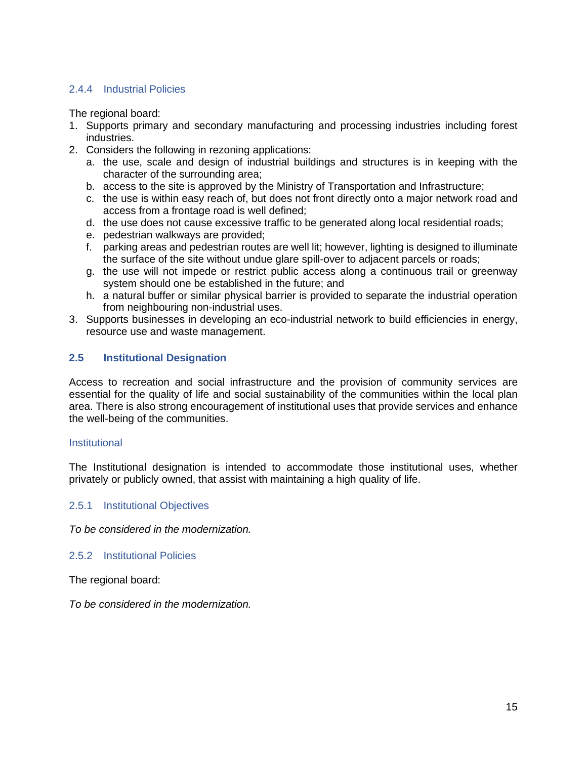### 2.4.4 Industrial Policies

The regional board:

1. Supports primary and secondary manufacturing and processing industries including forest industries.
2. Considers the following in rezoning applications:
   a. the use, scale and design of industrial buildings and structures is in keeping with the character of the surrounding area;
   b. access to the site is approved by the Ministry of Transportation and Infrastructure;
   c. the use is within easy reach of, but does not front directly onto a major network road and access from a frontage road is well defined;
   d. the use does not cause excessive traffic to be generated along local residential roads;
   e. pedestrian walkways are provided;
   f. parking areas and pedestrian routes are well lit; however, lighting is designed to illuminate the surface of the site without undue glare spill-over to adjacent parcels or roads;
   g. the use will not impede or restrict public access along a continuous trail or greenway system should one be established in the future; and
   h. a natural buffer or similar physical barrier is provided to separate the industrial operation from neighbouring non-industrial uses.
3. Supports businesses in developing an eco-industrial network to build efficiencies in energy, resource use and waste management.

## 2.5 Institutional Designation

Access to recreation and social infrastructure and the provision of community services are essential for the quality of life and social sustainability of the communities within the local plan area. There is also strong encouragement of institutional uses that provide services and enhance the well-being of the communities.

### Institutional

The Institutional designation is intended to accommodate those institutional uses, whether privately or publicly owned, that assist with maintaining a high quality of life.

### 2.5.1 Institutional Objectives

*To be considered in the modernization.*

### 2.5.2 Institutional Policies

The regional board:

*To be considered in the modernization.*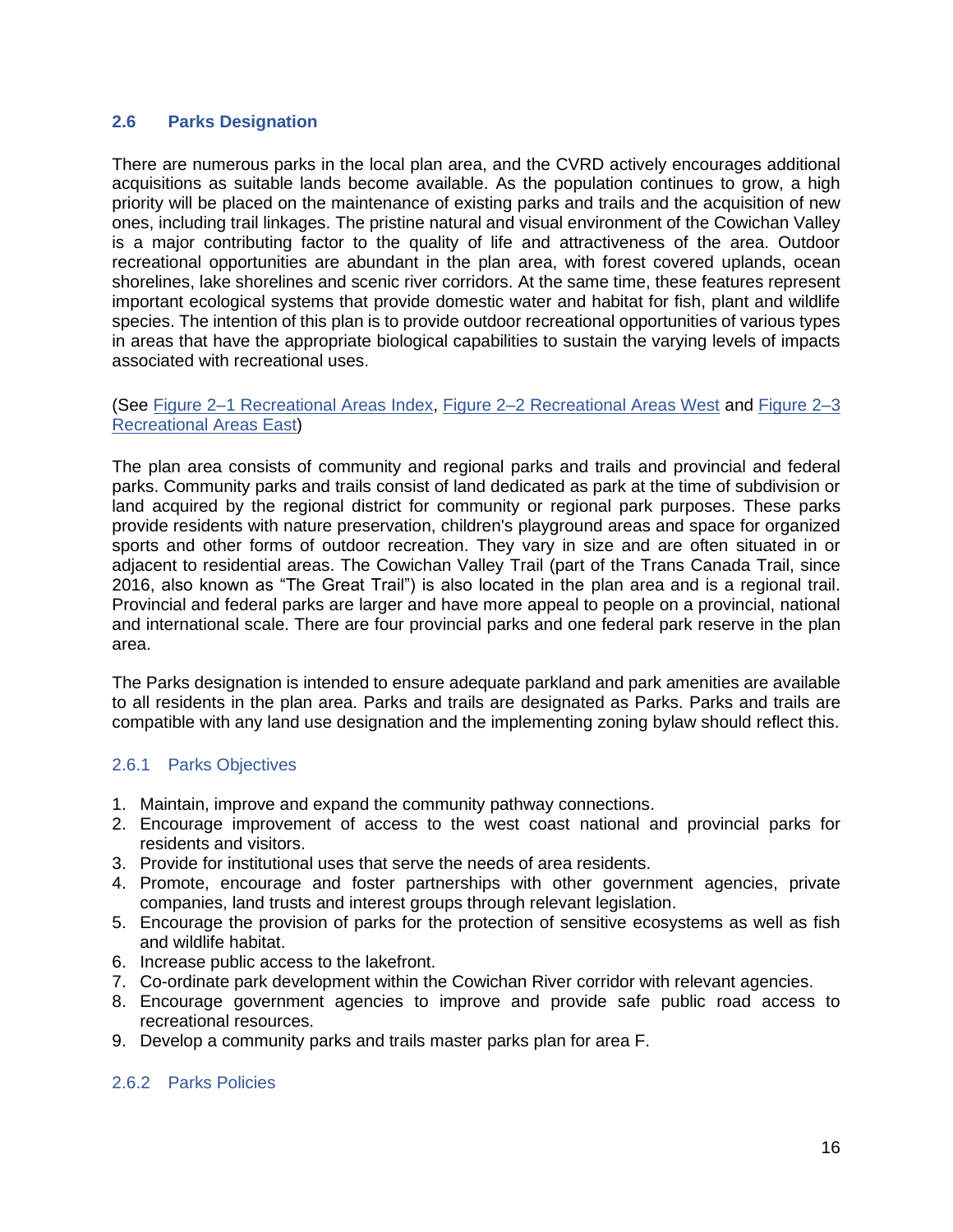## 2.6 Parks Designation

There are numerous parks in the local plan area, and the CVRD actively encourages additional acquisitions as suitable lands become available. As the population continues to grow, a high priority will be placed on the maintenance of existing parks and trails and the acquisition of new ones, including trail linkages. The pristine natural and visual environment of the Cowichan Valley is a major contributing factor to the quality of life and attractiveness of the area. Outdoor recreational opportunities are abundant in the plan area, with forest covered uplands, ocean shorelines, lake shorelines and scenic river corridors. At the same time, these features represent important ecological systems that provide domestic water and habitat for fish, plant and wildlife species. The intention of this plan is to provide outdoor recreational opportunities of various types in areas that have the appropriate biological capabilities to sustain the varying levels of impacts associated with recreational uses.

(See Figure 2–1 Recreational Areas Index, Figure 2–2 Recreational Areas West and Figure 2–3 Recreational Areas East)

The plan area consists of community and regional parks and trails and provincial and federal parks. Community parks and trails consist of land dedicated as park at the time of subdivision or land acquired by the regional district for community or regional park purposes. These parks provide residents with nature preservation, children's playground areas and space for organized sports and other forms of outdoor recreation. They vary in size and are often situated in or adjacent to residential areas. The Cowichan Valley Trail (part of the Trans Canada Trail, since 2016, also known as "The Great Trail") is also located in the plan area and is a regional trail. Provincial and federal parks are larger and have more appeal to people on a provincial, national and international scale. There are four provincial parks and one federal park reserve in the plan area.

The Parks designation is intended to ensure adequate parkland and park amenities are available to all residents in the plan area. Parks and trails are designated as Parks. Parks and trails are compatible with any land use designation and the implementing zoning bylaw should reflect this.

### 2.6.1 Parks Objectives

1. Maintain, improve and expand the community pathway connections.
2. Encourage improvement of access to the west coast national and provincial parks for residents and visitors.
3. Provide for institutional uses that serve the needs of area residents.
4. Promote, encourage and foster partnerships with other government agencies, private companies, land trusts and interest groups through relevant legislation.
5. Encourage the provision of parks for the protection of sensitive ecosystems as well as fish and wildlife habitat.
6. Increase public access to the lakefront.
7. Co-ordinate park development within the Cowichan River corridor with relevant agencies.
8. Encourage government agencies to improve and provide safe public road access to recreational resources.
9. Develop a community parks and trails master parks plan for area F.

### 2.6.2 Parks Policies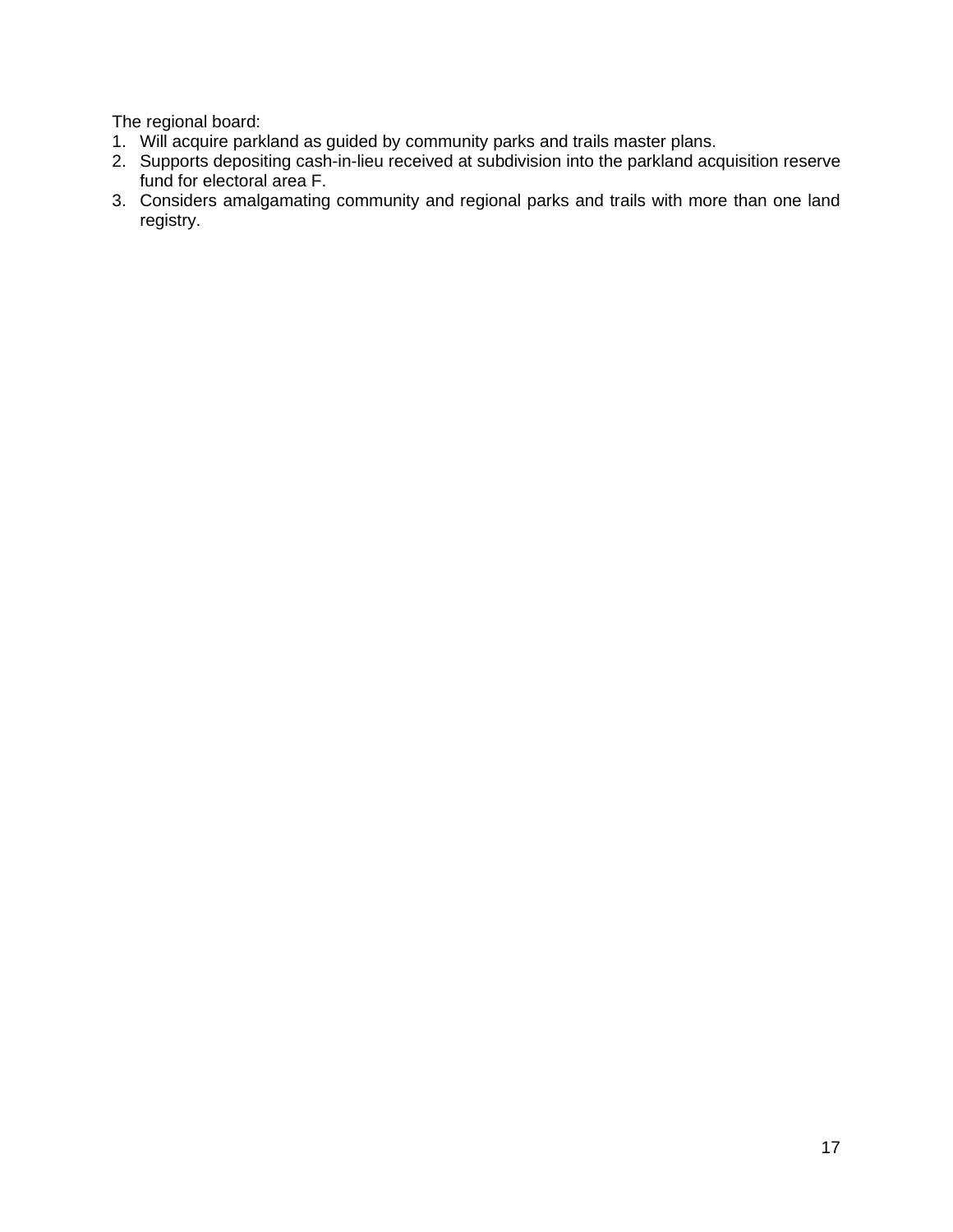The regional board:

1. Will acquire parkland as guided by community parks and trails master plans.
2. Supports depositing cash-in-lieu received at subdivision into the parkland acquisition reserve fund for electoral area F.
3. Considers amalgamating community and regional parks and trails with more than one land registry.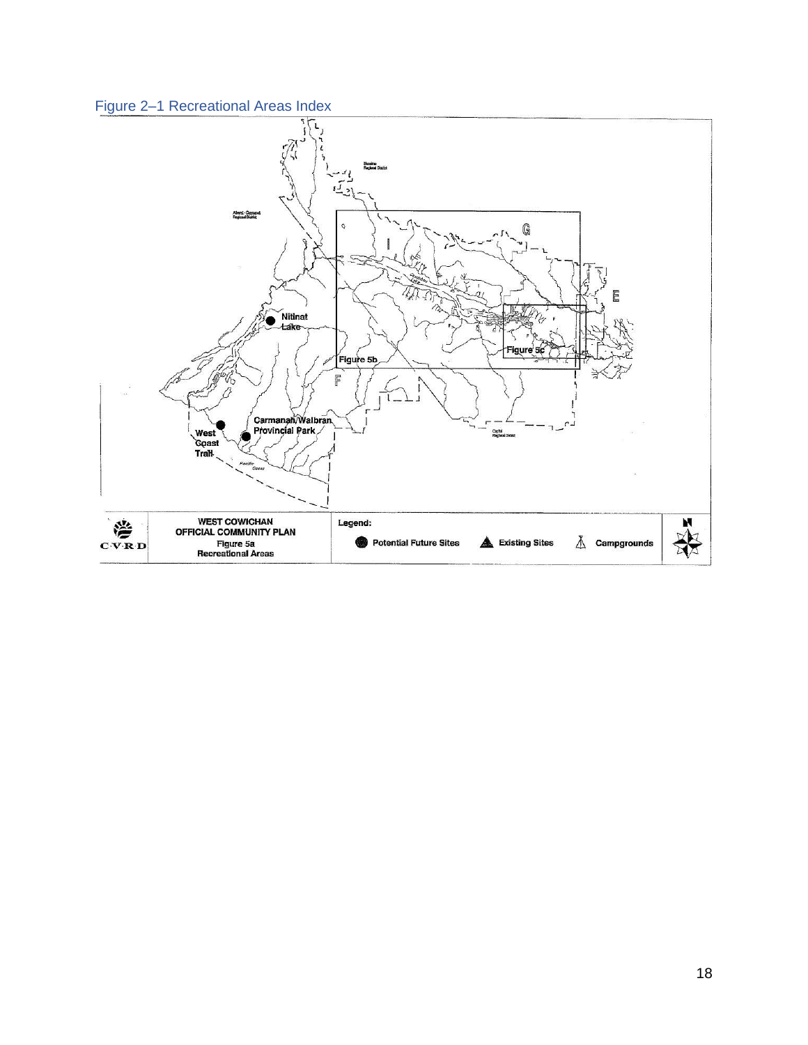# Figure 2–1 Recreational Areas Index

Nanaimo Regional District

Alberni - Clayoquot Regional District

G

I

E

Nitinat Lake

Figure 5b

Figure 5c

F

Carmanah/Walbran Provincial Park

West Coast Trail

Pacific Ocean

Capital Regional District

WEST COWICHAN
OFFICIAL COMMUNITY PLAN
Figure 5a
Recreational Areas

C·V·R·D

Legend:

Potential Future Sites | Existing Sites | Campgrounds

N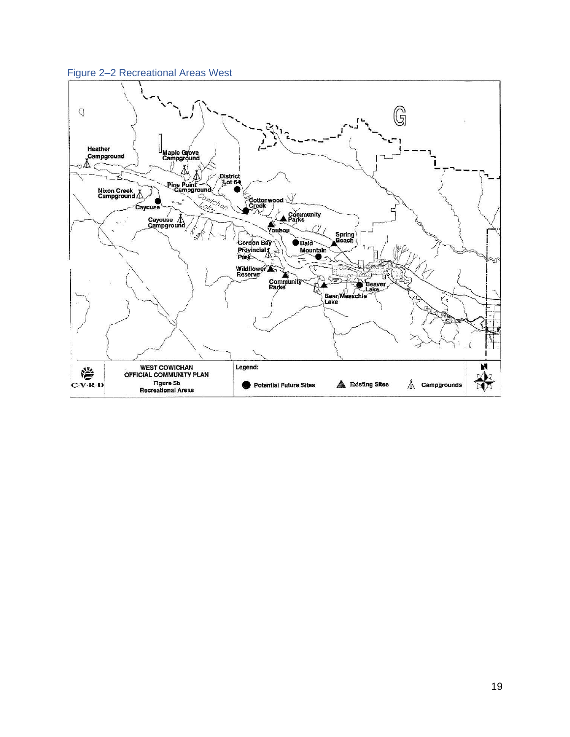Figure 2–2 Recreational Areas West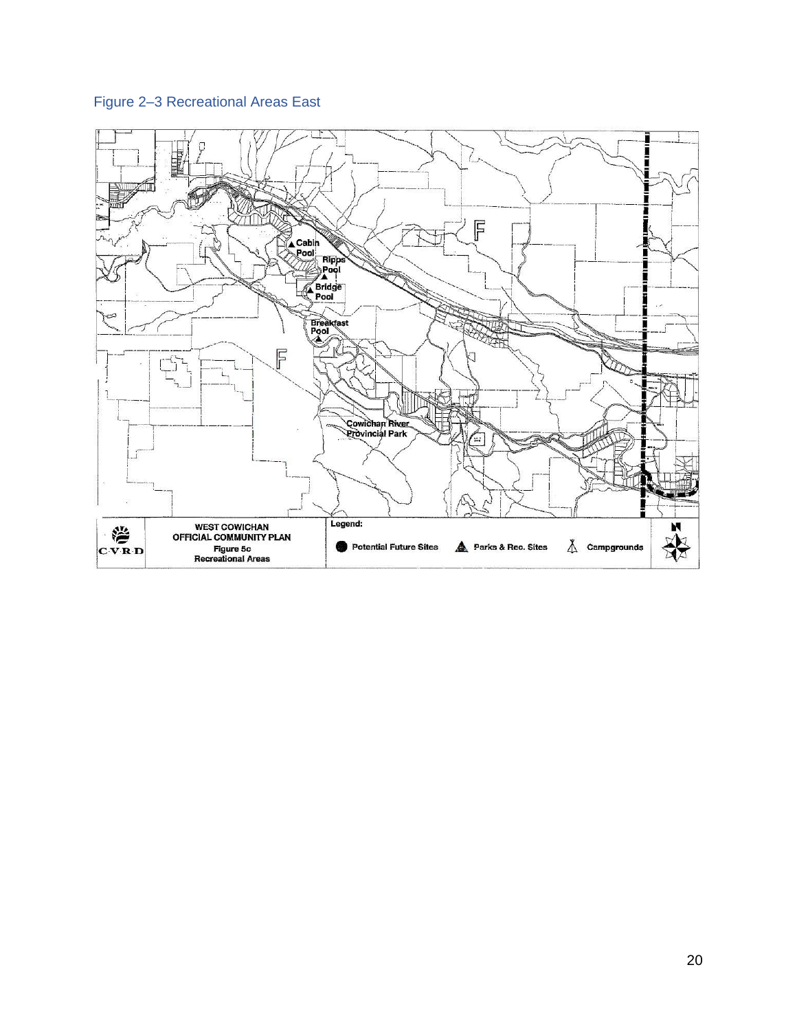Figure 2–3 Recreational Areas East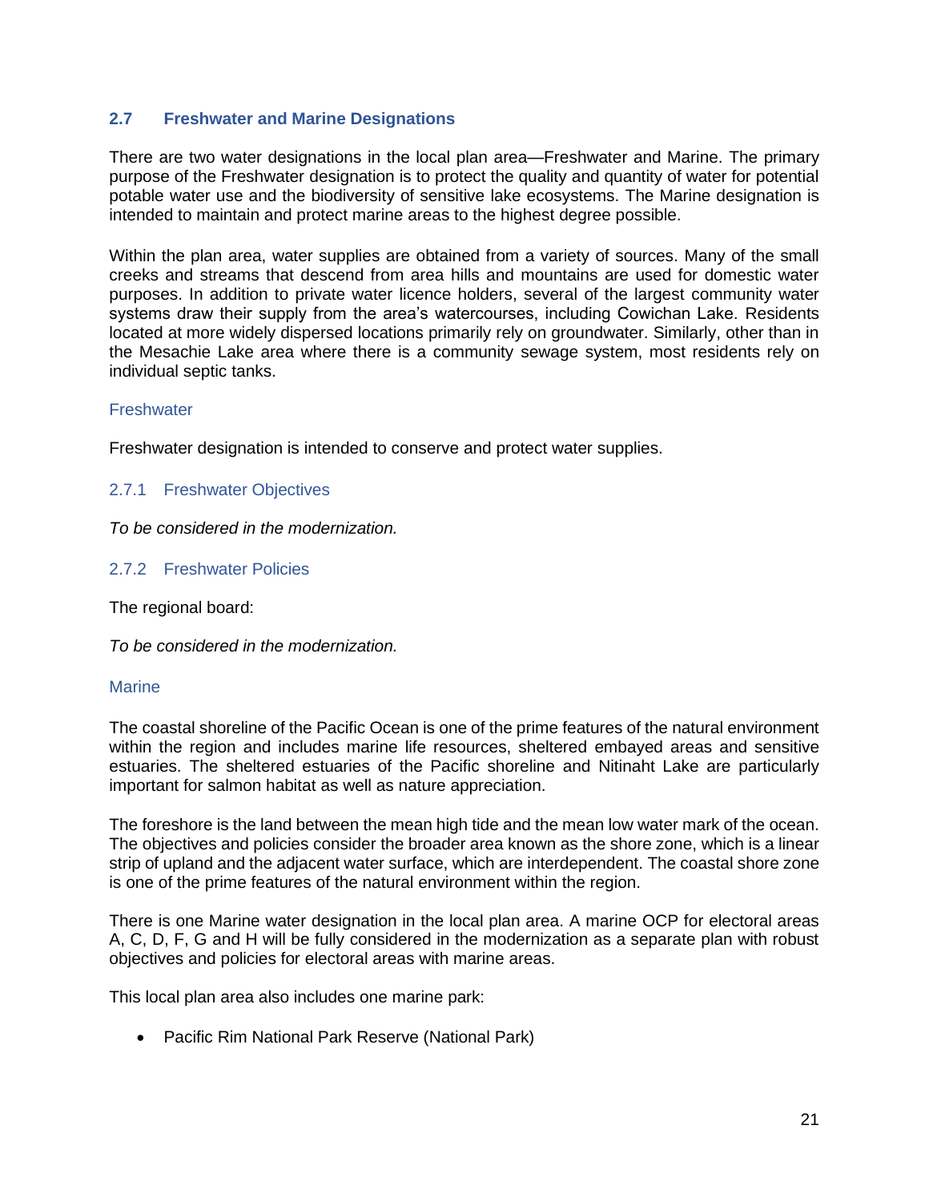## 2.7 Freshwater and Marine Designations

There are two water designations in the local plan area—Freshwater and Marine. The primary purpose of the Freshwater designation is to protect the quality and quantity of water for potential potable water use and the biodiversity of sensitive lake ecosystems. The Marine designation is intended to maintain and protect marine areas to the highest degree possible.

Within the plan area, water supplies are obtained from a variety of sources. Many of the small creeks and streams that descend from area hills and mountains are used for domestic water purposes. In addition to private water licence holders, several of the largest community water systems draw their supply from the area's watercourses, including Cowichan Lake. Residents located at more widely dispersed locations primarily rely on groundwater. Similarly, other than in the Mesachie Lake area where there is a community sewage system, most residents rely on individual septic tanks.

### Freshwater

Freshwater designation is intended to conserve and protect water supplies.

### 2.7.1 Freshwater Objectives

*To be considered in the modernization.*

### 2.7.2 Freshwater Policies

The regional board:

*To be considered in the modernization.*

### Marine

The coastal shoreline of the Pacific Ocean is one of the prime features of the natural environment within the region and includes marine life resources, sheltered embayed areas and sensitive estuaries. The sheltered estuaries of the Pacific shoreline and Nitinaht Lake are particularly important for salmon habitat as well as nature appreciation.

The foreshore is the land between the mean high tide and the mean low water mark of the ocean. The objectives and policies consider the broader area known as the shore zone, which is a linear strip of upland and the adjacent water surface, which are interdependent. The coastal shore zone is one of the prime features of the natural environment within the region.

There is one Marine water designation in the local plan area. A marine OCP for electoral areas A, C, D, F, G and H will be fully considered in the modernization as a separate plan with robust objectives and policies for electoral areas with marine areas.

This local plan area also includes one marine park:

- Pacific Rim National Park Reserve (National Park)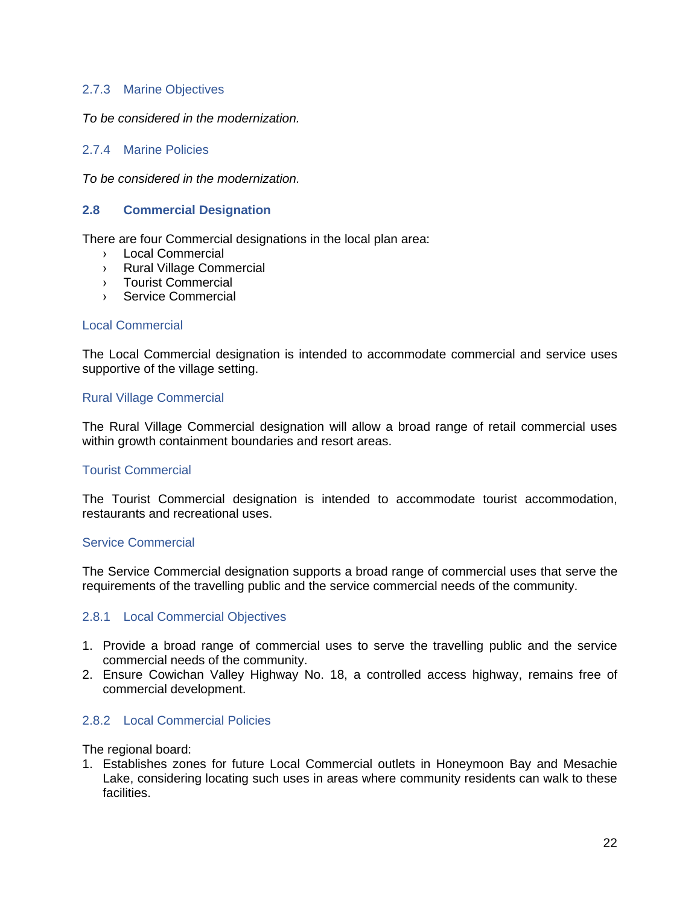### 2.7.3 Marine Objectives

*To be considered in the modernization.*

### 2.7.4 Marine Policies

*To be considered in the modernization.*

## 2.8 Commercial Designation

There are four Commercial designations in the local plan area:

- Local Commercial
- Rural Village Commercial
- Tourist Commercial
- Service Commercial

#### Local Commercial

The Local Commercial designation is intended to accommodate commercial and service uses supportive of the village setting.

#### Rural Village Commercial

The Rural Village Commercial designation will allow a broad range of retail commercial uses within growth containment boundaries and resort areas.

#### Tourist Commercial

The Tourist Commercial designation is intended to accommodate tourist accommodation, restaurants and recreational uses.

#### Service Commercial

The Service Commercial designation supports a broad range of commercial uses that serve the requirements of the travelling public and the service commercial needs of the community.

### 2.8.1 Local Commercial Objectives

1. Provide a broad range of commercial uses to serve the travelling public and the service commercial needs of the community.
2. Ensure Cowichan Valley Highway No. 18, a controlled access highway, remains free of commercial development.

### 2.8.2 Local Commercial Policies

The regional board:

1. Establishes zones for future Local Commercial outlets in Honeymoon Bay and Mesachie Lake, considering locating such uses in areas where community residents can walk to these facilities.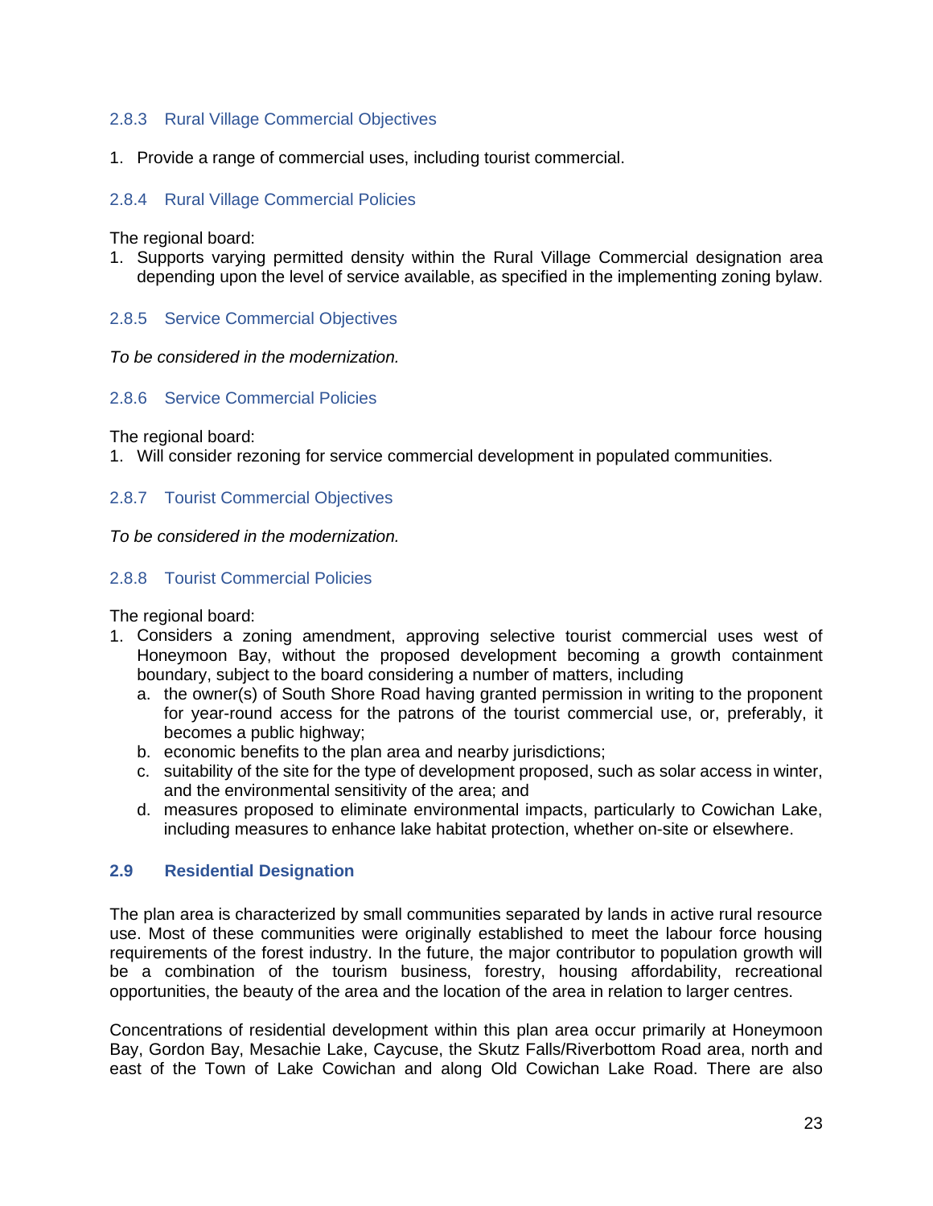### 2.8.3 Rural Village Commercial Objectives

1. Provide a range of commercial uses, including tourist commercial.

### 2.8.4 Rural Village Commercial Policies

The regional board:

1. Supports varying permitted density within the Rural Village Commercial designation area depending upon the level of service available, as specified in the implementing zoning bylaw.

### 2.8.5 Service Commercial Objectives

*To be considered in the modernization.*

### 2.8.6 Service Commercial Policies

The regional board:

1. Will consider rezoning for service commercial development in populated communities.

### 2.8.7 Tourist Commercial Objectives

*To be considered in the modernization.*

### 2.8.8 Tourist Commercial Policies

The regional board:

1. Considers a zoning amendment, approving selective tourist commercial uses west of Honeymoon Bay, without the proposed development becoming a growth containment boundary, subject to the board considering a number of matters, including
   a. the owner(s) of South Shore Road having granted permission in writing to the proponent for year-round access for the patrons of the tourist commercial use, or, preferably, it becomes a public highway;
   b. economic benefits to the plan area and nearby jurisdictions;
   c. suitability of the site for the type of development proposed, such as solar access in winter, and the environmental sensitivity of the area; and
   d. measures proposed to eliminate environmental impacts, particularly to Cowichan Lake, including measures to enhance lake habitat protection, whether on-site or elsewhere.

## 2.9 Residential Designation

The plan area is characterized by small communities separated by lands in active rural resource use. Most of these communities were originally established to meet the labour force housing requirements of the forest industry. In the future, the major contributor to population growth will be a combination of the tourism business, forestry, housing affordability, recreational opportunities, the beauty of the area and the location of the area in relation to larger centres.

Concentrations of residential development within this plan area occur primarily at Honeymoon Bay, Gordon Bay, Mesachie Lake, Caycuse, the Skutz Falls/Riverbottom Road area, north and east of the Town of Lake Cowichan and along Old Cowichan Lake Road. There are also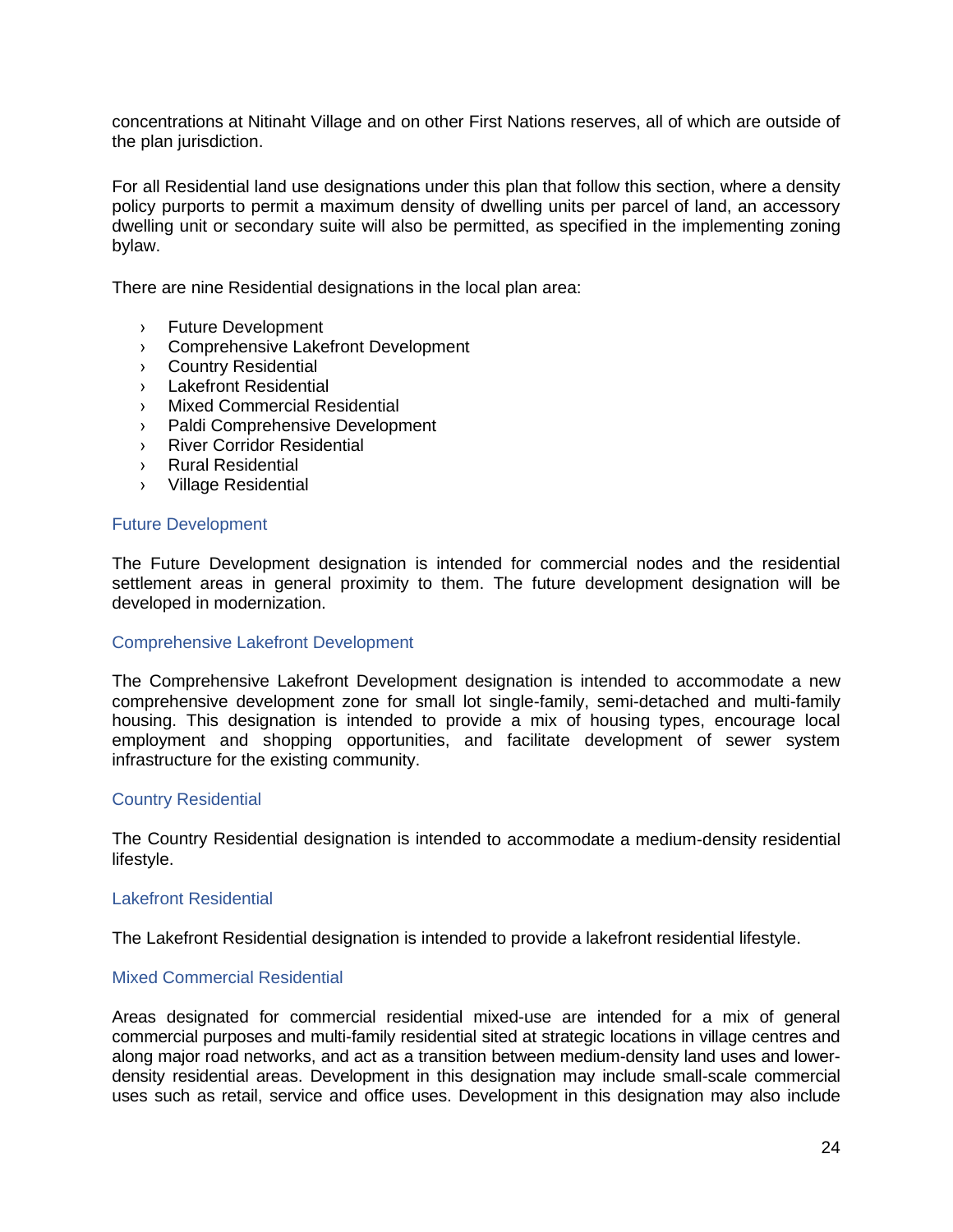concentrations at Nitinaht Village and on other First Nations reserves, all of which are outside of the plan jurisdiction.

For all Residential land use designations under this plan that follow this section, where a density policy purports to permit a maximum density of dwelling units per parcel of land, an accessory dwelling unit or secondary suite will also be permitted, as specified in the implementing zoning bylaw.

There are nine Residential designations in the local plan area:

- Future Development
- Comprehensive Lakefront Development
- Country Residential
- Lakefront Residential
- Mixed Commercial Residential
- Paldi Comprehensive Development
- River Corridor Residential
- Rural Residential
- Village Residential

### Future Development

The Future Development designation is intended for commercial nodes and the residential settlement areas in general proximity to them. The future development designation will be developed in modernization.

### Comprehensive Lakefront Development

The Comprehensive Lakefront Development designation is intended to accommodate a new comprehensive development zone for small lot single-family, semi-detached and multi-family housing. This designation is intended to provide a mix of housing types, encourage local employment and shopping opportunities, and facilitate development of sewer system infrastructure for the existing community.

### Country Residential

The Country Residential designation is intended to accommodate a medium-density residential lifestyle.

### Lakefront Residential

The Lakefront Residential designation is intended to provide a lakefront residential lifestyle.

### Mixed Commercial Residential

Areas designated for commercial residential mixed-use are intended for a mix of general commercial purposes and multi-family residential sited at strategic locations in village centres and along major road networks, and act as a transition between medium-density land uses and lower-density residential areas. Development in this designation may include small-scale commercial uses such as retail, service and office uses. Development in this designation may also include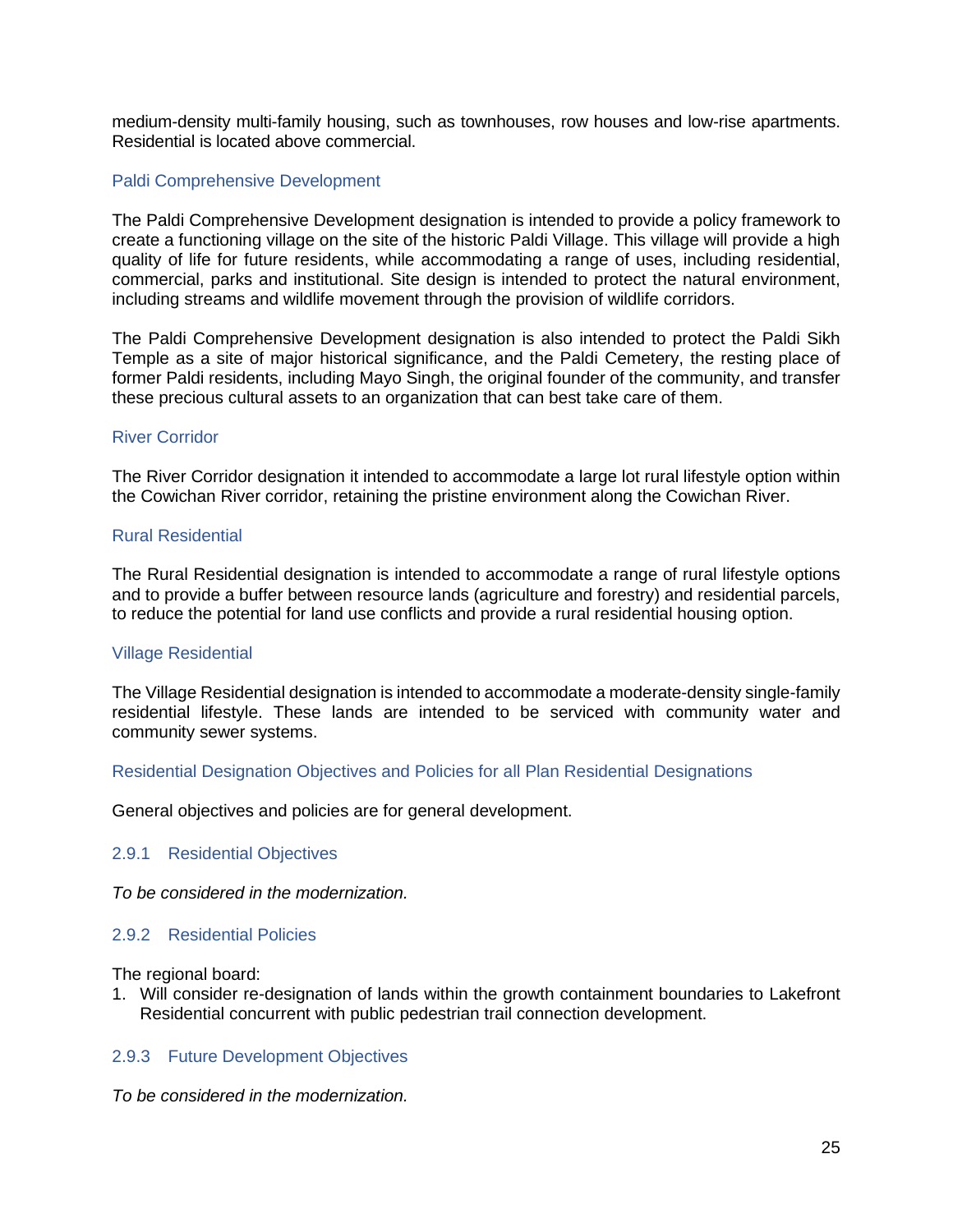medium-density multi-family housing, such as townhouses, row houses and low-rise apartments. Residential is located above commercial.

### Paldi Comprehensive Development

The Paldi Comprehensive Development designation is intended to provide a policy framework to create a functioning village on the site of the historic Paldi Village. This village will provide a high quality of life for future residents, while accommodating a range of uses, including residential, commercial, parks and institutional. Site design is intended to protect the natural environment, including streams and wildlife movement through the provision of wildlife corridors.

The Paldi Comprehensive Development designation is also intended to protect the Paldi Sikh Temple as a site of major historical significance, and the Paldi Cemetery, the resting place of former Paldi residents, including Mayo Singh, the original founder of the community, and transfer these precious cultural assets to an organization that can best take care of them.

### River Corridor

The River Corridor designation it intended to accommodate a large lot rural lifestyle option within the Cowichan River corridor, retaining the pristine environment along the Cowichan River.

### Rural Residential

The Rural Residential designation is intended to accommodate a range of rural lifestyle options and to provide a buffer between resource lands (agriculture and forestry) and residential parcels, to reduce the potential for land use conflicts and provide a rural residential housing option.

### Village Residential

The Village Residential designation is intended to accommodate a moderate-density single-family residential lifestyle. These lands are intended to be serviced with community water and community sewer systems.

### Residential Designation Objectives and Policies for all Plan Residential Designations

General objectives and policies are for general development.

### 2.9.1 Residential Objectives

*To be considered in the modernization.*

### 2.9.2 Residential Policies

The regional board:

1. Will consider re-designation of lands within the growth containment boundaries to Lakefront Residential concurrent with public pedestrian trail connection development.

### 2.9.3 Future Development Objectives

*To be considered in the modernization.*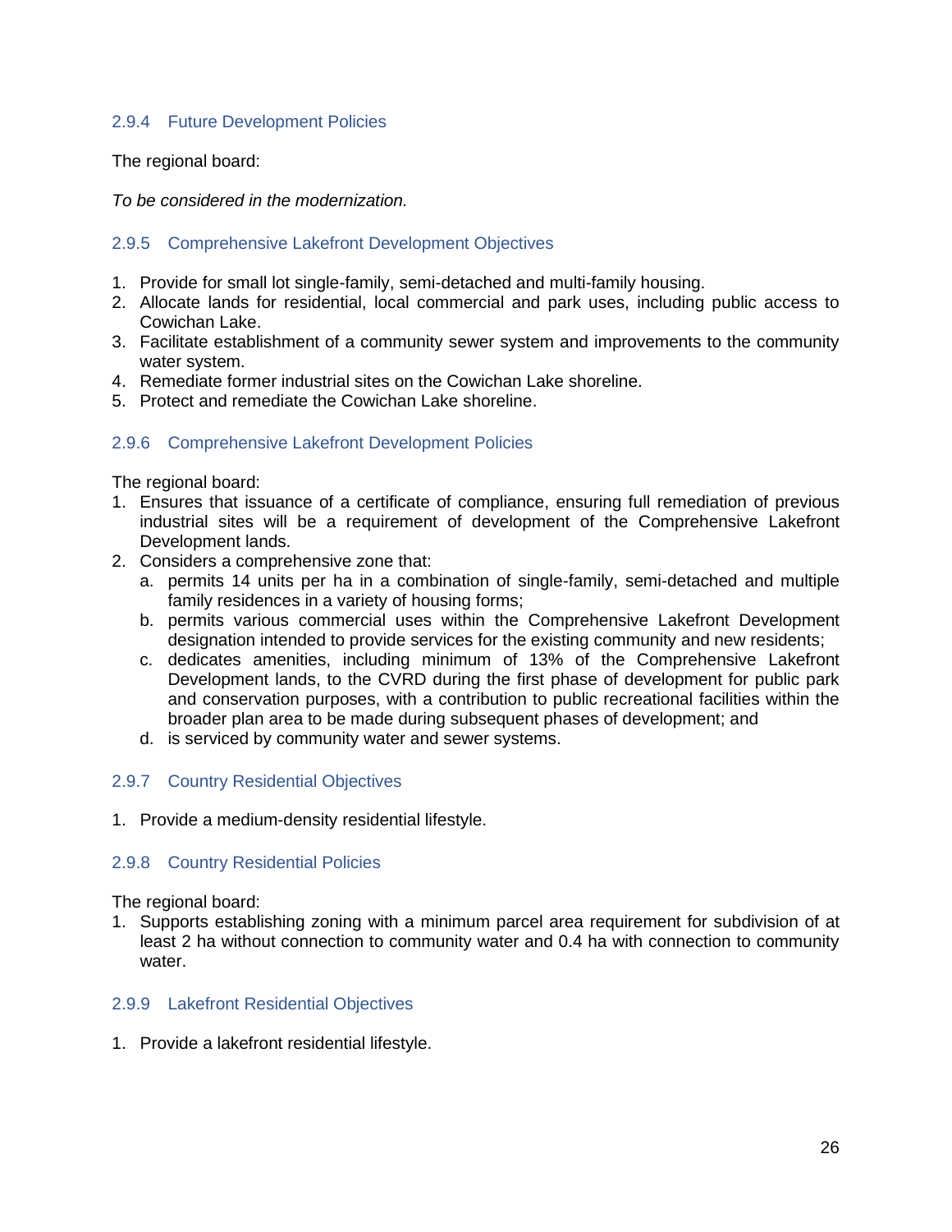### 2.9.4 Future Development Policies

The regional board:

*To be considered in the modernization.*

### 2.9.5 Comprehensive Lakefront Development Objectives

1. Provide for small lot single-family, semi-detached and multi-family housing.
2. Allocate lands for residential, local commercial and park uses, including public access to Cowichan Lake.
3. Facilitate establishment of a community sewer system and improvements to the community water system.
4. Remediate former industrial sites on the Cowichan Lake shoreline.
5. Protect and remediate the Cowichan Lake shoreline.

### 2.9.6 Comprehensive Lakefront Development Policies

The regional board:

1. Ensures that issuance of a certificate of compliance, ensuring full remediation of previous industrial sites will be a requirement of development of the Comprehensive Lakefront Development lands.
2. Considers a comprehensive zone that:
   a. permits 14 units per ha in a combination of single-family, semi-detached and multiple family residences in a variety of housing forms;
   b. permits various commercial uses within the Comprehensive Lakefront Development designation intended to provide services for the existing community and new residents;
   c. dedicates amenities, including minimum of 13% of the Comprehensive Lakefront Development lands, to the CVRD during the first phase of development for public park and conservation purposes, with a contribution to public recreational facilities within the broader plan area to be made during subsequent phases of development; and
   d. is serviced by community water and sewer systems.

### 2.9.7 Country Residential Objectives

1. Provide a medium-density residential lifestyle.

### 2.9.8 Country Residential Policies

The regional board:

1. Supports establishing zoning with a minimum parcel area requirement for subdivision of at least 2 ha without connection to community water and 0.4 ha with connection to community water.

### 2.9.9 Lakefront Residential Objectives

1. Provide a lakefront residential lifestyle.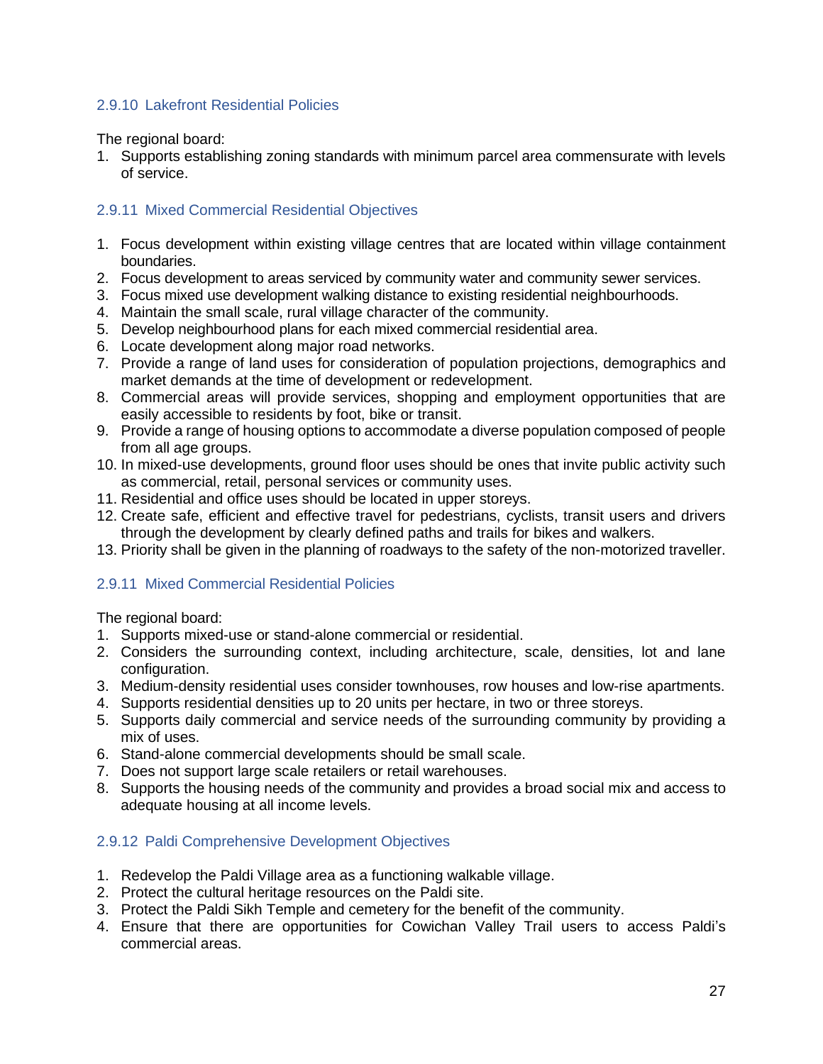### 2.9.10 Lakefront Residential Policies

The regional board:

1. Supports establishing zoning standards with minimum parcel area commensurate with levels of service.

### 2.9.11 Mixed Commercial Residential Objectives

1. Focus development within existing village centres that are located within village containment boundaries.
2. Focus development to areas serviced by community water and community sewer services.
3. Focus mixed use development walking distance to existing residential neighbourhoods.
4. Maintain the small scale, rural village character of the community.
5. Develop neighbourhood plans for each mixed commercial residential area.
6. Locate development along major road networks.
7. Provide a range of land uses for consideration of population projections, demographics and market demands at the time of development or redevelopment.
8. Commercial areas will provide services, shopping and employment opportunities that are easily accessible to residents by foot, bike or transit.
9. Provide a range of housing options to accommodate a diverse population composed of people from all age groups.
10. In mixed-use developments, ground floor uses should be ones that invite public activity such as commercial, retail, personal services or community uses.
11. Residential and office uses should be located in upper storeys.
12. Create safe, efficient and effective travel for pedestrians, cyclists, transit users and drivers through the development by clearly defined paths and trails for bikes and walkers.
13. Priority shall be given in the planning of roadways to the safety of the non-motorized traveller.

### 2.9.11 Mixed Commercial Residential Policies

The regional board:

1. Supports mixed-use or stand-alone commercial or residential.
2. Considers the surrounding context, including architecture, scale, densities, lot and lane configuration.
3. Medium-density residential uses consider townhouses, row houses and low-rise apartments.
4. Supports residential densities up to 20 units per hectare, in two or three storeys.
5. Supports daily commercial and service needs of the surrounding community by providing a mix of uses.
6. Stand-alone commercial developments should be small scale.
7. Does not support large scale retailers or retail warehouses.
8. Supports the housing needs of the community and provides a broad social mix and access to adequate housing at all income levels.

### 2.9.12 Paldi Comprehensive Development Objectives

1. Redevelop the Paldi Village area as a functioning walkable village.
2. Protect the cultural heritage resources on the Paldi site.
3. Protect the Paldi Sikh Temple and cemetery for the benefit of the community.
4. Ensure that there are opportunities for Cowichan Valley Trail users to access Paldi's commercial areas.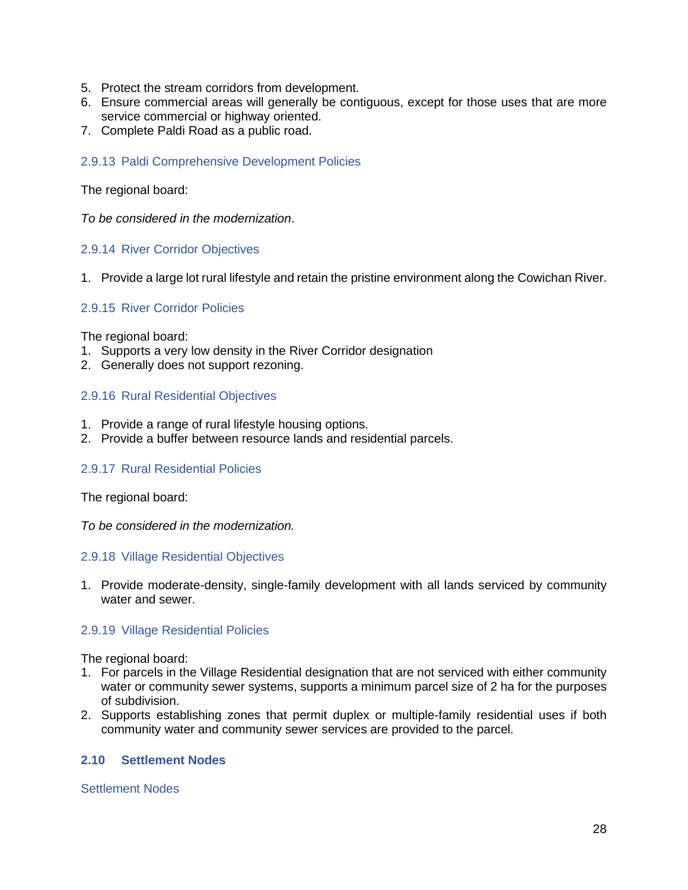5. Protect the stream corridors from development.
6. Ensure commercial areas will generally be contiguous, except for those uses that are more service commercial or highway oriented.
7. Complete Paldi Road as a public road.

### 2.9.13 Paldi Comprehensive Development Policies

The regional board:

*To be considered in the modernization*.

### 2.9.14 River Corridor Objectives

1. Provide a large lot rural lifestyle and retain the pristine environment along the Cowichan River.

### 2.9.15 River Corridor Policies

The regional board:

1. Supports a very low density in the River Corridor designation
2. Generally does not support rezoning.

### 2.9.16 Rural Residential Objectives

1. Provide a range of rural lifestyle housing options.
2. Provide a buffer between resource lands and residential parcels.

### 2.9.17 Rural Residential Policies

The regional board:

*To be considered in the modernization.*

### 2.9.18 Village Residential Objectives

1. Provide moderate-density, single-family development with all lands serviced by community water and sewer.

### 2.9.19 Village Residential Policies

The regional board:

1. For parcels in the Village Residential designation that are not serviced with either community water or community sewer systems, supports a minimum parcel size of 2 ha for the purposes of subdivision.
2. Supports establishing zones that permit duplex or multiple-family residential uses if both community water and community sewer services are provided to the parcel.

## 2.10 Settlement Nodes

### Settlement Nodes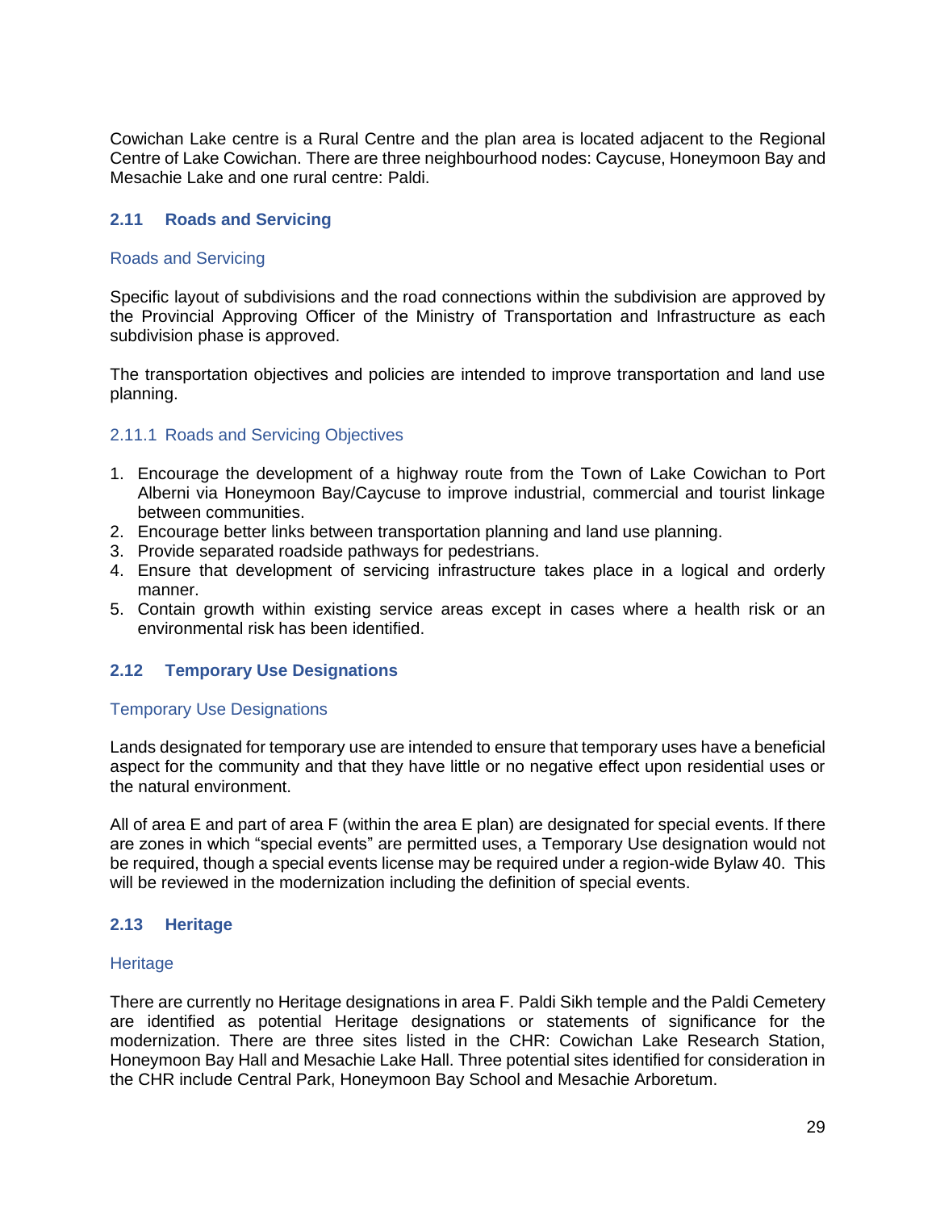Cowichan Lake centre is a Rural Centre and the plan area is located adjacent to the Regional Centre of Lake Cowichan. There are three neighbourhood nodes: Caycuse, Honeymoon Bay and Mesachie Lake and one rural centre: Paldi.

## 2.11 Roads and Servicing

### Roads and Servicing

Specific layout of subdivisions and the road connections within the subdivision are approved by the Provincial Approving Officer of the Ministry of Transportation and Infrastructure as each subdivision phase is approved.

The transportation objectives and policies are intended to improve transportation and land use planning.

### 2.11.1 Roads and Servicing Objectives

1. Encourage the development of a highway route from the Town of Lake Cowichan to Port Alberni via Honeymoon Bay/Caycuse to improve industrial, commercial and tourist linkage between communities.
2. Encourage better links between transportation planning and land use planning.
3. Provide separated roadside pathways for pedestrians.
4. Ensure that development of servicing infrastructure takes place in a logical and orderly manner.
5. Contain growth within existing service areas except in cases where a health risk or an environmental risk has been identified.

## 2.12 Temporary Use Designations

### Temporary Use Designations

Lands designated for temporary use are intended to ensure that temporary uses have a beneficial aspect for the community and that they have little or no negative effect upon residential uses or the natural environment.

All of area E and part of area F (within the area E plan) are designated for special events. If there are zones in which "special events" are permitted uses, a Temporary Use designation would not be required, though a special events license may be required under a region-wide Bylaw 40. This will be reviewed in the modernization including the definition of special events.

## 2.13 Heritage

### Heritage

There are currently no Heritage designations in area F. Paldi Sikh temple and the Paldi Cemetery are identified as potential Heritage designations or statements of significance for the modernization. There are three sites listed in the CHR: Cowichan Lake Research Station, Honeymoon Bay Hall and Mesachie Lake Hall. Three potential sites identified for consideration in the CHR include Central Park, Honeymoon Bay School and Mesachie Arboretum.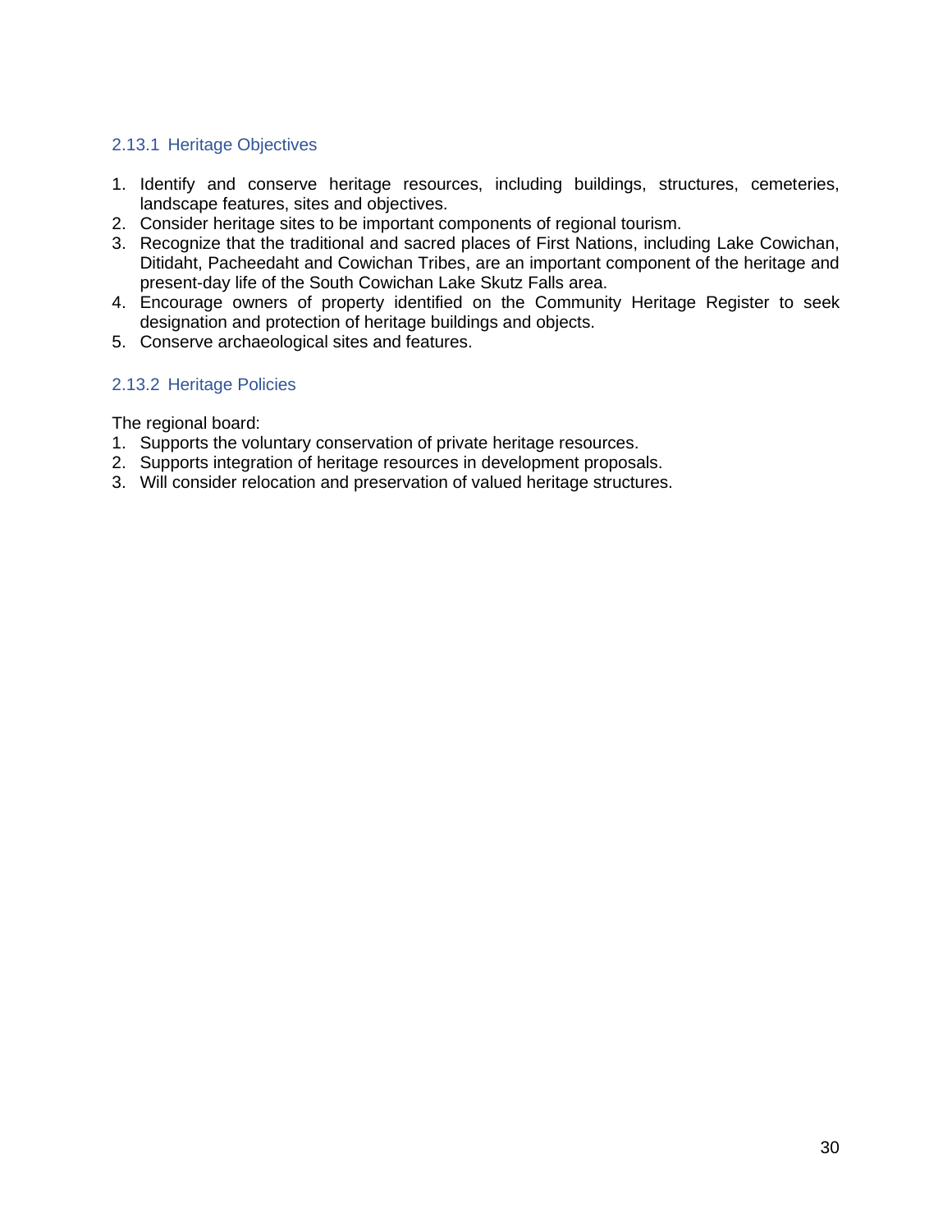### 2.13.1 Heritage Objectives

1. Identify and conserve heritage resources, including buildings, structures, cemeteries, landscape features, sites and objectives.
2. Consider heritage sites to be important components of regional tourism.
3. Recognize that the traditional and sacred places of First Nations, including Lake Cowichan, Ditidaht, Pacheedaht and Cowichan Tribes, are an important component of the heritage and present-day life of the South Cowichan Lake Skutz Falls area.
4. Encourage owners of property identified on the Community Heritage Register to seek designation and protection of heritage buildings and objects.
5. Conserve archaeological sites and features.

### 2.13.2 Heritage Policies

The regional board:

1. Supports the voluntary conservation of private heritage resources.
2. Supports integration of heritage resources in development proposals.
3. Will consider relocation and preservation of valued heritage structures.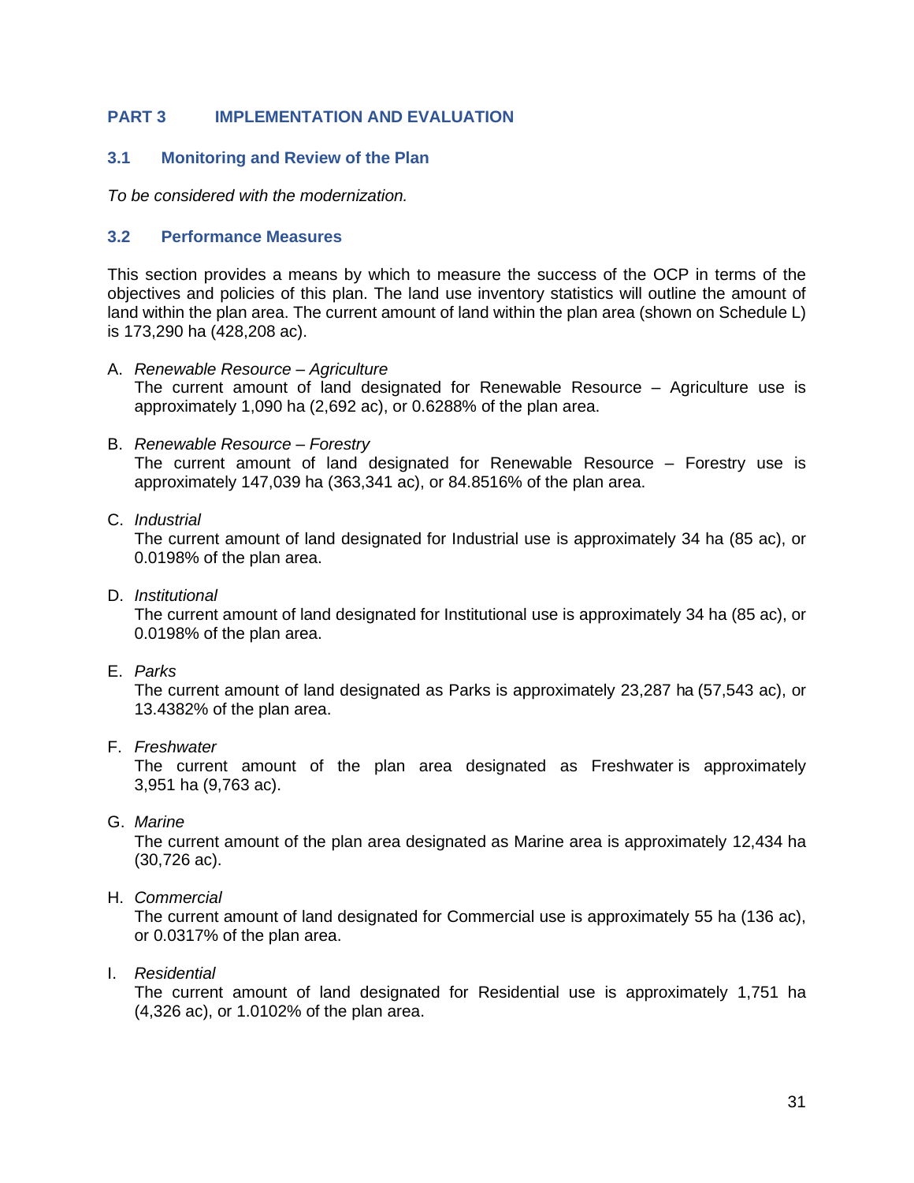# PART 3 IMPLEMENTATION AND EVALUATION

## 3.1 Monitoring and Review of the Plan

*To be considered with the modernization.*

## 3.2 Performance Measures

This section provides a means by which to measure the success of the OCP in terms of the objectives and policies of this plan. The land use inventory statistics will outline the amount of land within the plan area. The current amount of land within the plan area (shown on Schedule L) is 173,290 ha (428,208 ac).

A. *Renewable Resource – Agriculture*
   The current amount of land designated for Renewable Resource – Agriculture use is approximately 1,090 ha (2,692 ac), or 0.6288% of the plan area.

B. *Renewable Resource – Forestry*
   The current amount of land designated for Renewable Resource – Forestry use is approximately 147,039 ha (363,341 ac), or 84.8516% of the plan area.

C. *Industrial*
   The current amount of land designated for Industrial use is approximately 34 ha (85 ac), or 0.0198% of the plan area.

D. *Institutional*
   The current amount of land designated for Institutional use is approximately 34 ha (85 ac), or 0.0198% of the plan area.

E. *Parks*
   The current amount of land designated as Parks is approximately 23,287 ha (57,543 ac), or 13.4382% of the plan area.

F. *Freshwater*
   The current amount of the plan area designated as Freshwater is approximately 3,951 ha (9,763 ac).

G. *Marine*
   The current amount of the plan area designated as Marine area is approximately 12,434 ha (30,726 ac).

H. *Commercial*
   The current amount of land designated for Commercial use is approximately 55 ha (136 ac), or 0.0317% of the plan area.

I. *Residential*
   The current amount of land designated for Residential use is approximately 1,751 ha (4,326 ac), or 1.0102% of the plan area.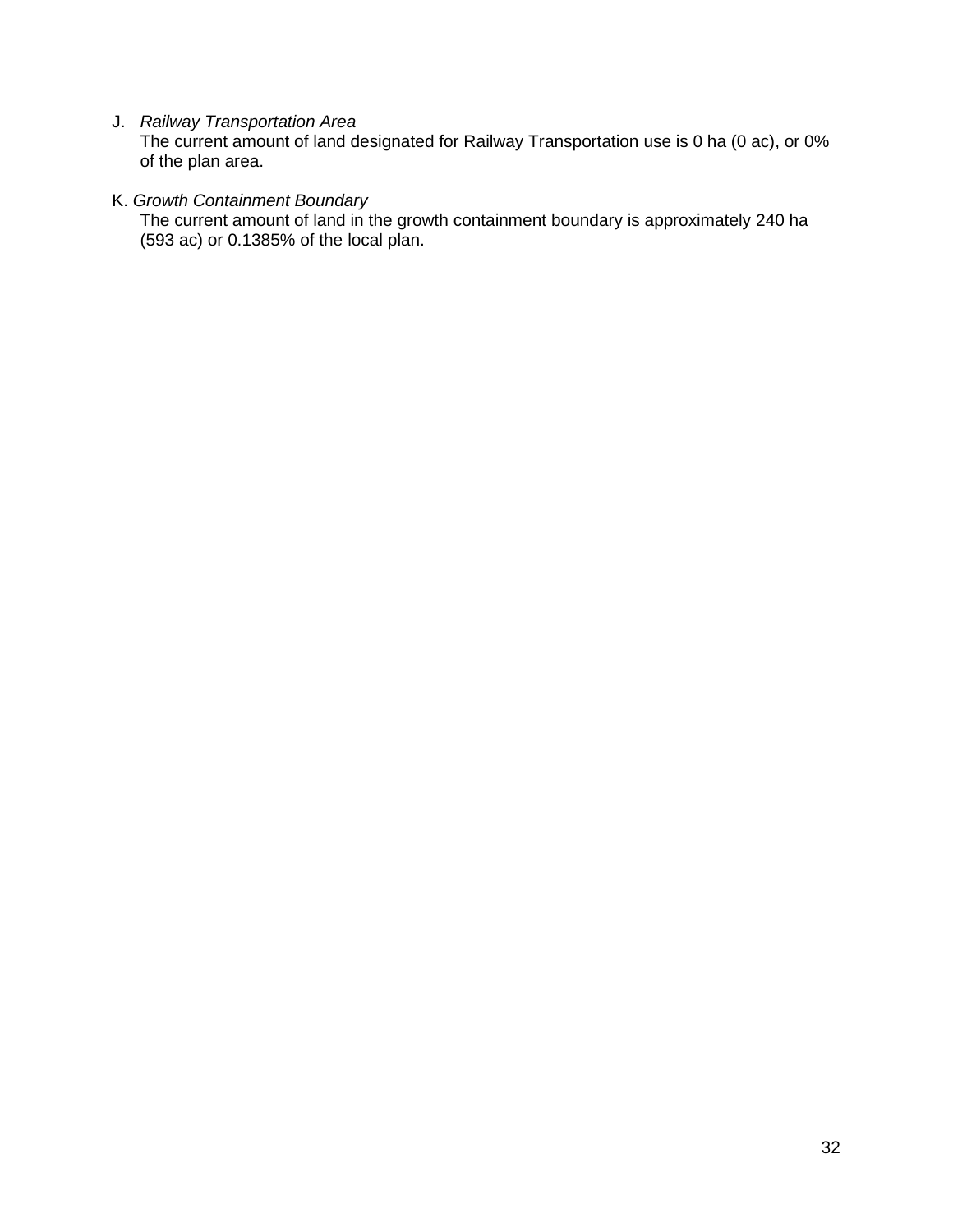J. *Railway Transportation Area*
   The current amount of land designated for Railway Transportation use is 0 ha (0 ac), or 0% of the plan area.

K. *Growth Containment Boundary*
   The current amount of land in the growth containment boundary is approximately 240 ha (593 ac) or 0.1385% of the local plan.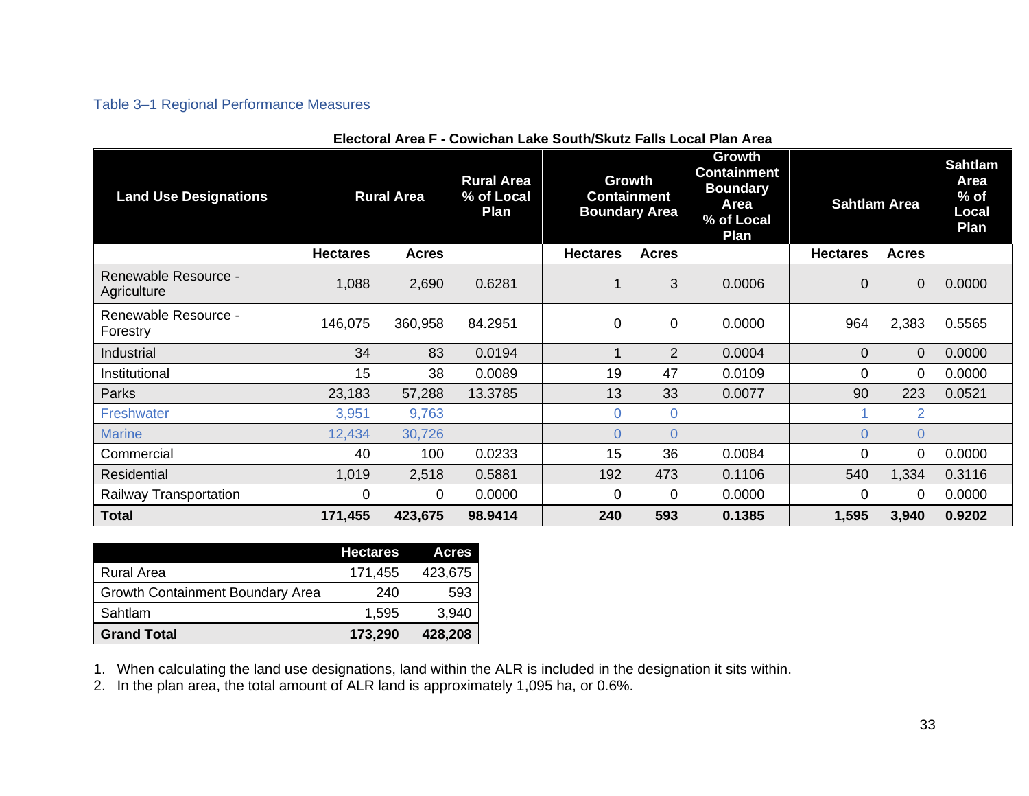Table 3–1 Regional Performance Measures

**Electoral Area F - Cowichan Lake South/Skutz Falls Local Plan Area**

| Land Use Designations | Rural Area | | Rural Area % of Local Plan | Growth Containment Boundary Area | | Growth Containment Boundary Area % of Local Plan | Sahtlam Area | | Sahtlam Area % of Local Plan |
|---|---|---|---|---|---|---|---|---|---|
| | **Hectares** | **Acres** | | **Hectares** | **Acres** | | **Hectares** | **Acres** | |
| Renewable Resource - Agriculture | 1,088 | 2,690 | 0.6281 | 1 | 3 | 0.0006 | 0 | 0 | 0.0000 |
| Renewable Resource - Forestry | 146,075 | 360,958 | 84.2951 | 0 | 0 | 0.0000 | 964 | 2,383 | 0.5565 |
| Industrial | 34 | 83 | 0.0194 | 1 | 2 | 0.0004 | 0 | 0 | 0.0000 |
| Institutional | 15 | 38 | 0.0089 | 19 | 47 | 0.0109 | 0 | 0 | 0.0000 |
| Parks | 23,183 | 57,288 | 13.3785 | 13 | 33 | 0.0077 | 90 | 223 | 0.0521 |
| Freshwater | 3,951 | 9,763 | | 0 | 0 | | 1 | 2 | |
| Marine | 12,434 | 30,726 | | 0 | 0 | | 0 | 0 | |
| Commercial | 40 | 100 | 0.0233 | 15 | 36 | 0.0084 | 0 | 0 | 0.0000 |
| Residential | 1,019 | 2,518 | 0.5881 | 192 | 473 | 0.1106 | 540 | 1,334 | 0.3116 |
| Railway Transportation | 0 | 0 | 0.0000 | 0 | 0 | 0.0000 | 0 | 0 | 0.0000 |
| **Total** | **171,455** | **423,675** | **98.9414** | **240** | **593** | **0.1385** | **1,595** | **3,940** | **0.9202** |

| | Hectares | Acres |
|---|---|---|
| Rural Area | 171,455 | 423,675 |
| Growth Containment Boundary Area | 240 | 593 |
| Sahtlam | 1,595 | 3,940 |
| **Grand Total** | **173,290** | **428,208** |

1. When calculating the land use designations, land within the ALR is included in the designation it sits within.
2. In the plan area, the total amount of ALR land is approximately 1,095 ha, or 0.6%.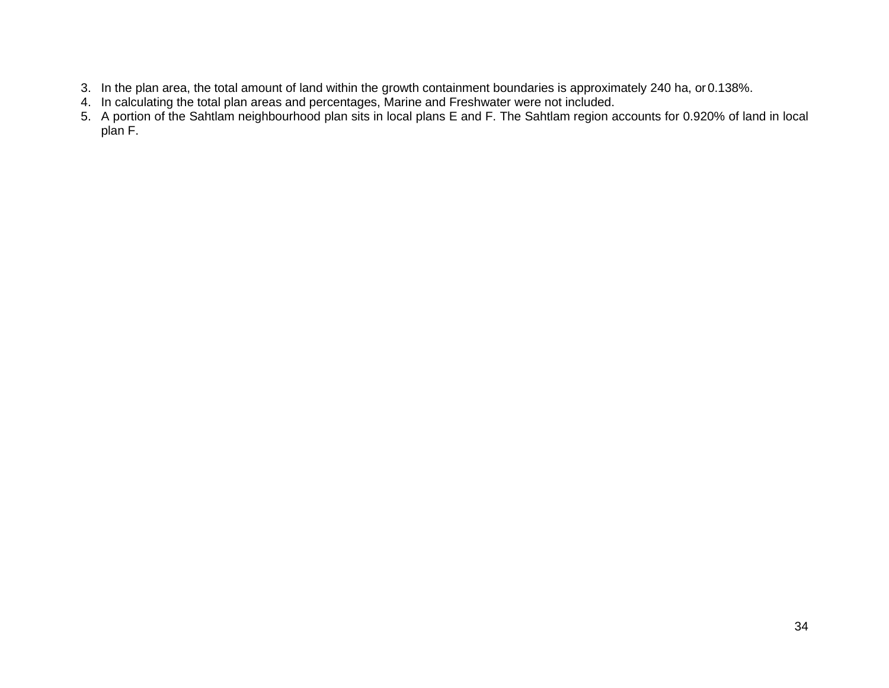3. In the plan area, the total amount of land within the growth containment boundaries is approximately 240 ha, or 0.138%.
4. In calculating the total plan areas and percentages, Marine and Freshwater were not included.
5. A portion of the Sahtlam neighbourhood plan sits in local plans E and F. The Sahtlam region accounts for 0.920% of land in local plan F.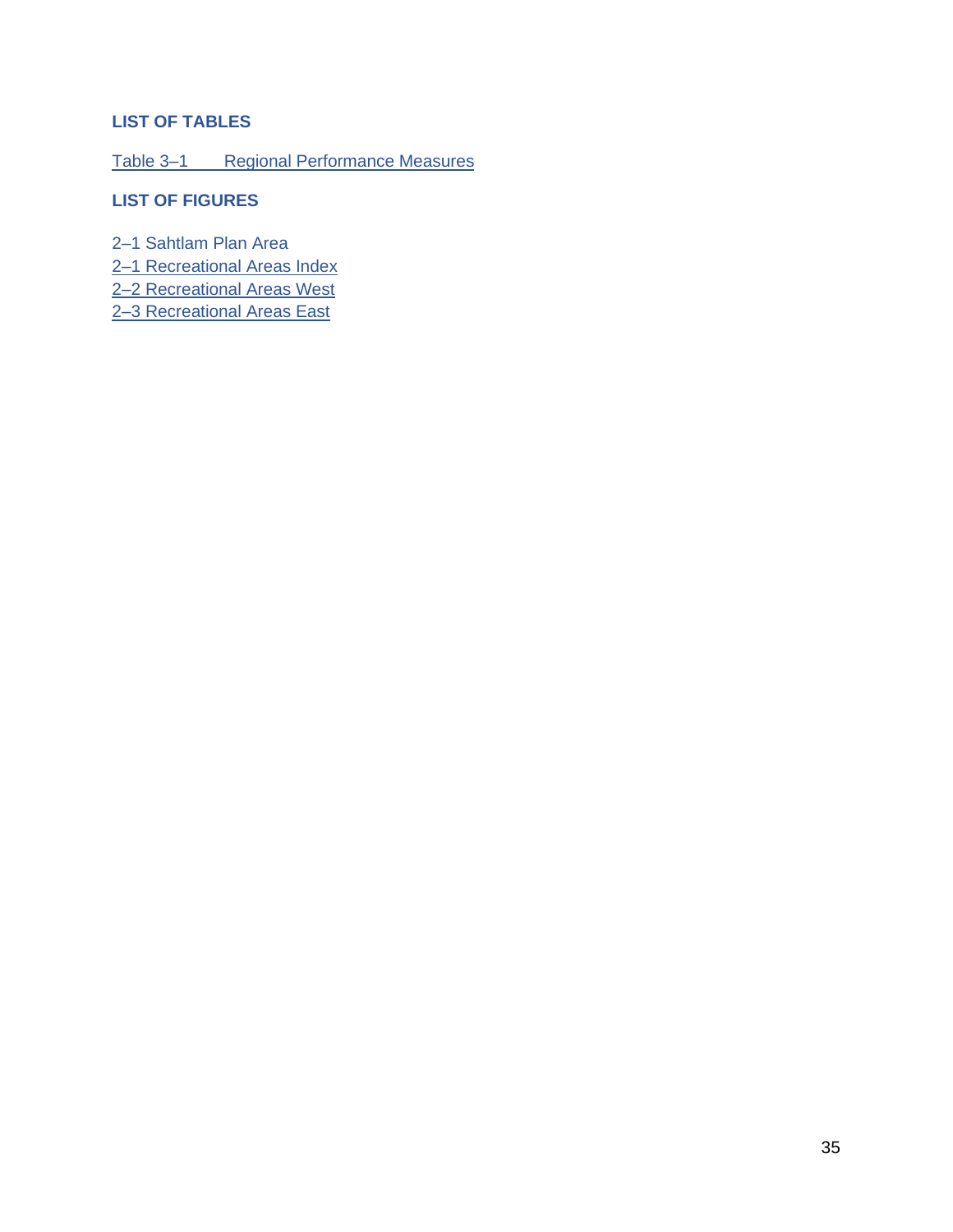## LIST OF TABLES

Table 3–1 Regional Performance Measures

## LIST OF FIGURES

2–1 Sahtlam Plan Area
2–1 Recreational Areas Index
2–2 Recreational Areas West
2–3 Recreational Areas East